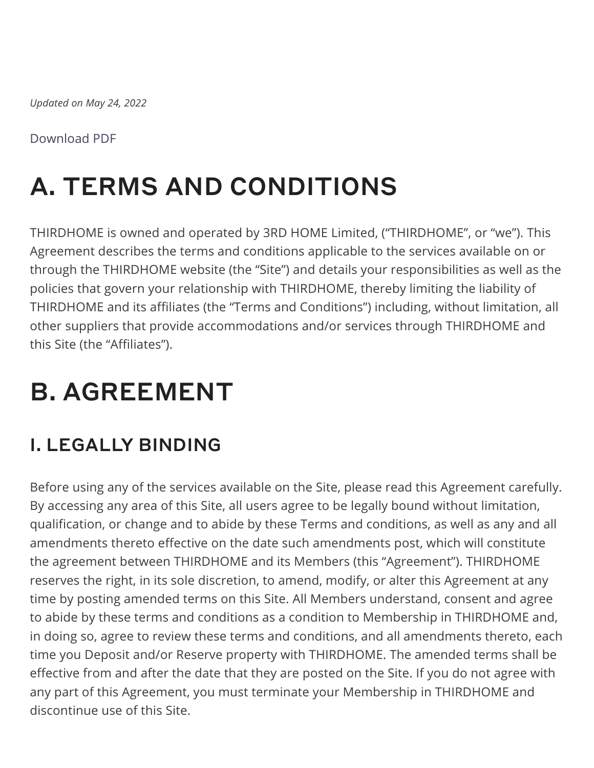*Updated on May 24, 2022*

Download PDF

# A. TERMS AND CONDITIONS

THIRDHOME is owned and operated by 3RD HOME Limited, ("THIRDHOME", or "we"). This Agreement describes the terms and conditions applicable to the services available on or through the THIRDHOME website (the "Site") and details your responsibilities as well as the policies that govern your relationship with THIRDHOME, thereby limiting the liability of THIRDHOME and its affiliates (the "Terms and Conditions") including, without limitation, all other suppliers that provide accommodations and/or services through THIRDHOME and this Site (the "Affiliates").

# B. AGREEMENT

## I. LEGALLY BINDING

Before using any of the services available on the Site, please read this Agreement carefully. By accessing any area of this Site, all users agree to be legally bound without limitation, qualification, or change and to abide by these Terms and conditions, as well as any and all amendments thereto effective on the date such amendments post, which will constitute the agreement between THIRDHOME and its Members (this "Agreement"). THIRDHOME reserves the right, in its sole discretion, to amend, modify, or alter this Agreement at any time by posting amended terms on this Site. All Members understand, consent and agree to abide by these terms and conditions as a condition to Membership in THIRDHOME and, in doing so, agree to review these terms and conditions, and all amendments thereto, each time you Deposit and/or Reserve property with THIRDHOME. The amended terms shall be effective from and after the date that they are posted on the Site. If you do not agree with any part of this Agreement, you must terminate your Membership in THIRDHOME and discontinue use of this Site.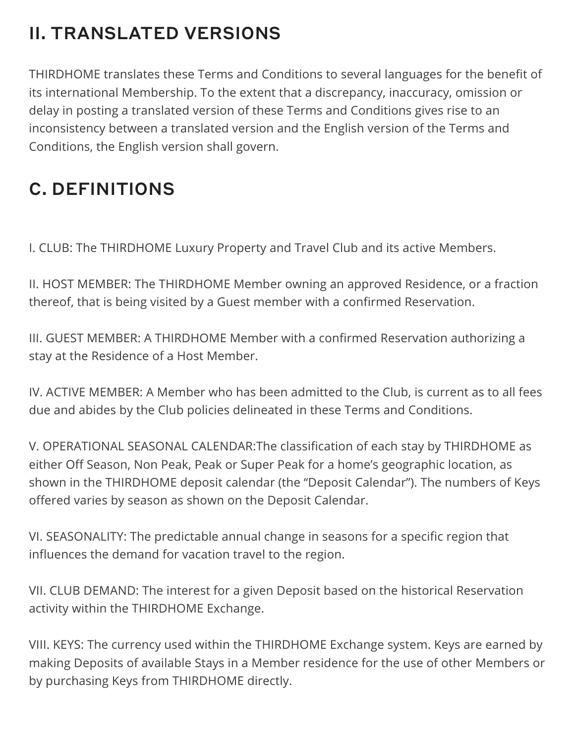## II. TRANSLATED VERSIONS

THIRDHOME translates these Terms and Conditions to several languages for the benefit of its international Membership. To the extent that a discrepancy, inaccuracy, omission or delay in posting a translated version of these Terms and Conditions gives rise to an inconsistency between a translated version and the English version of the Terms and Conditions, the English version shall govern.

## C. DEFINITIONS

I. CLUB: The THIRDHOME Luxury Property and Travel Club and its active Members.

II. HOST MEMBER: The THIRDHOME Member owning an approved Residence, or a fraction thereof, that is being visited by a Guest member with a confirmed Reservation.

III. GUEST MEMBER: A THIRDHOME Member with a confirmed Reservation authorizing a stay at the Residence of a Host Member.

IV. ACTIVE MEMBER: A Member who has been admitted to the Club, is current as to all fees due and abides by the Club policies delineated in these Terms and Conditions.

V. OPERATIONAL SEASONAL CALENDAR:The classification of each stay by THIRDHOME as either Off Season, Non Peak, Peak or Super Peak for a home's geographic location, as shown in the THIRDHOME deposit calendar (the "Deposit Calendar"). The numbers of Keys offered varies by season as shown on the Deposit Calendar.

VI. SEASONALITY: The predictable annual change in seasons for a specific region that influences the demand for vacation travel to the region.

VII. CLUB DEMAND: The interest for a given Deposit based on the historical Reservation activity within the THIRDHOME Exchange.

VIII. KEYS: The currency used within the THIRDHOME Exchange system. Keys are earned by making Deposits of available Stays in a Member residence for the use of other Members or by purchasing Keys from THIRDHOME directly.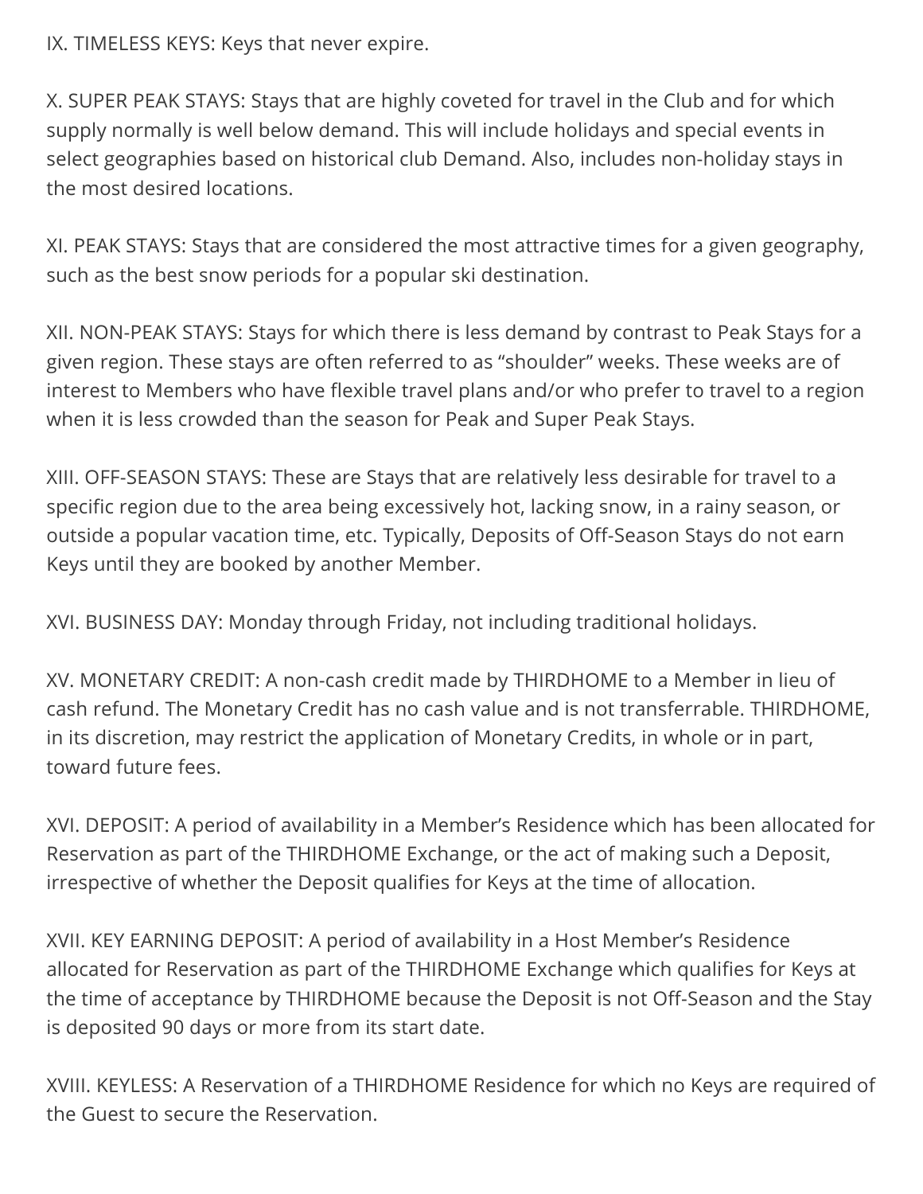IX. TIMELESS KEYS: Keys that never expire.

X. SUPER PEAK STAYS: Stays that are highly coveted for travel in the Club and for which supply normally is well below demand. This will include holidays and special events in select geographies based on historical club Demand. Also, includes non-holiday stays in the most desired locations.

XI. PEAK STAYS: Stays that are considered the most attractive times for a given geography, such as the best snow periods for a popular ski destination.

XII. NON-PEAK STAYS: Stays for which there is less demand by contrast to Peak Stays for a given region. These stays are often referred to as “shoulder” weeks. These weeks are of interest to Members who have flexible travel plans and/or who prefer to travel to a region when it is less crowded than the season for Peak and Super Peak Stays.

XIII. OFF-SEASON STAYS: These are Stays that are relatively less desirable for travel to a specific region due to the area being excessively hot, lacking snow, in a rainy season, or outside a popular vacation time, etc. Typically, Deposits of Off-Season Stays do not earn Keys until they are booked by another Member.

XVI. BUSINESS DAY: Monday through Friday, not including traditional holidays.

XV. MONETARY CREDIT: A non-cash credit made by THIRDHOME to a Member in lieu of cash refund. The Monetary Credit has no cash value and is not transferrable. THIRDHOME, in its discretion, may restrict the application of Monetary Credits, in whole or in part, toward future fees.

XVI. DEPOSIT: A period of availability in a Member’s Residence which has been allocated for Reservation as part of the THIRDHOME Exchange, or the act of making such a Deposit, irrespective of whether the Deposit qualifies for Keys at the time of allocation.

XVII. KEY EARNING DEPOSIT: A period of availability in a Host Member’s Residence allocated for Reservation as part of the THIRDHOME Exchange which qualifies for Keys at the time of acceptance by THIRDHOME because the Deposit is not Off-Season and the Stay is deposited 90 days or more from its start date.

XVIII. KEYLESS: A Reservation of a THIRDHOME Residence for which no Keys are required of the Guest to secure the Reservation.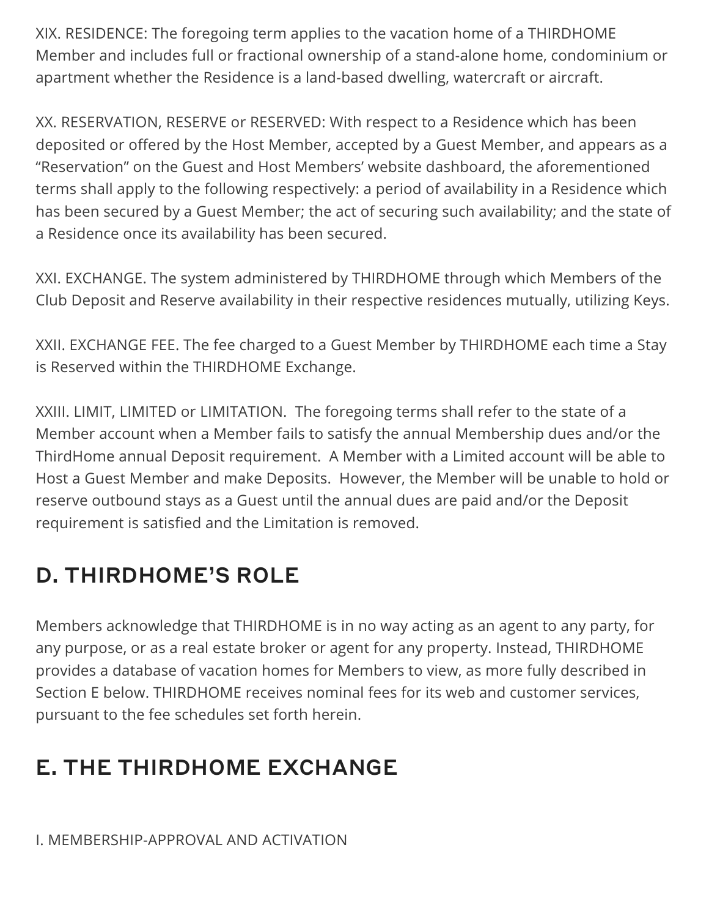XIX. RESIDENCE: The foregoing term applies to the vacation home of a THIRDHOME Member and includes full or fractional ownership of a stand-alone home, condominium or apartment whether the Residence is a land-based dwelling, watercraft or aircraft.

XX. RESERVATION, RESERVE or RESERVED: With respect to a Residence which has been deposited or offered by the Host Member, accepted by a Guest Member, and appears as a "Reservation" on the Guest and Host Members' website dashboard, the aforementioned terms shall apply to the following respectively: a period of availability in a Residence which has been secured by a Guest Member; the act of securing such availability; and the state of a Residence once its availability has been secured.

XXI. EXCHANGE. The system administered by THIRDHOME through which Members of the Club Deposit and Reserve availability in their respective residences mutually, utilizing Keys.

XXII. EXCHANGE FEE. The fee charged to a Guest Member by THIRDHOME each time a Stay is Reserved within the THIRDHOME Exchange.

XXIII. LIMIT, LIMITED or LIMITATION. The foregoing terms shall refer to the state of a Member account when a Member fails to satisfy the annual Membership dues and/or the ThirdHome annual Deposit requirement. A Member with a Limited account will be able to Host a Guest Member and make Deposits. However, the Member will be unable to hold or reserve outbound stays as a Guest until the annual dues are paid and/or the Deposit requirement is satisfied and the Limitation is removed.

## D. THIRDHOME'S ROLE

Members acknowledge that THIRDHOME is in no way acting as an agent to any party, for any purpose, or as a real estate broker or agent for any property. Instead, THIRDHOME provides a database of vacation homes for Members to view, as more fully described in Section E below. THIRDHOME receives nominal fees for its web and customer services, pursuant to the fee schedules set forth herein.

## E. THE THIRDHOME EXCHANGE

I. MEMBERSHIP-APPROVAL AND ACTIVATION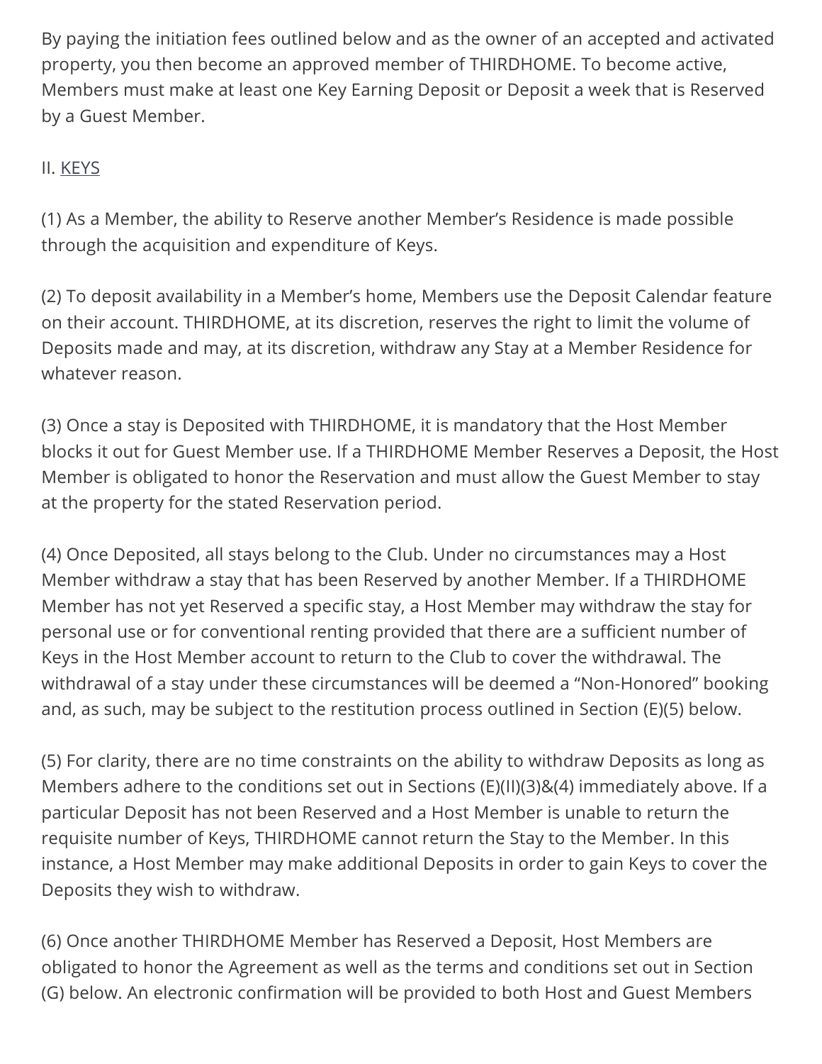By paying the initiation fees outlined below and as the owner of an accepted and activated property, you then become an approved member of THIRDHOME. To become active, Members must make at least one Key Earning Deposit or Deposit a week that is Reserved by a Guest Member.

II. <u>KEYS</u>

(1) As a Member, the ability to Reserve another Member's Residence is made possible through the acquisition and expenditure of Keys.

(2) To deposit availability in a Member's home, Members use the Deposit Calendar feature on their account. THIRDHOME, at its discretion, reserves the right to limit the volume of Deposits made and may, at its discretion, withdraw any Stay at a Member Residence for whatever reason.

(3) Once a stay is Deposited with THIRDHOME, it is mandatory that the Host Member blocks it out for Guest Member use. If a THIRDHOME Member Reserves a Deposit, the Host Member is obligated to honor the Reservation and must allow the Guest Member to stay at the property for the stated Reservation period.

(4) Once Deposited, all stays belong to the Club. Under no circumstances may a Host Member withdraw a stay that has been Reserved by another Member. If a THIRDHOME Member has not yet Reserved a specific stay, a Host Member may withdraw the stay for personal use or for conventional renting provided that there are a sufficient number of Keys in the Host Member account to return to the Club to cover the withdrawal. The withdrawal of a stay under these circumstances will be deemed a "Non-Honored" booking and, as such, may be subject to the restitution process outlined in Section (E)(5) below.

(5) For clarity, there are no time constraints on the ability to withdraw Deposits as long as Members adhere to the conditions set out in Sections (E)(II)(3)&(4) immediately above. If a particular Deposit has not been Reserved and a Host Member is unable to return the requisite number of Keys, THIRDHOME cannot return the Stay to the Member. In this instance, a Host Member may make additional Deposits in order to gain Keys to cover the Deposits they wish to withdraw.

(6) Once another THIRDHOME Member has Reserved a Deposit, Host Members are obligated to honor the Agreement as well as the terms and conditions set out in Section (G) below. An electronic confirmation will be provided to both Host and Guest Members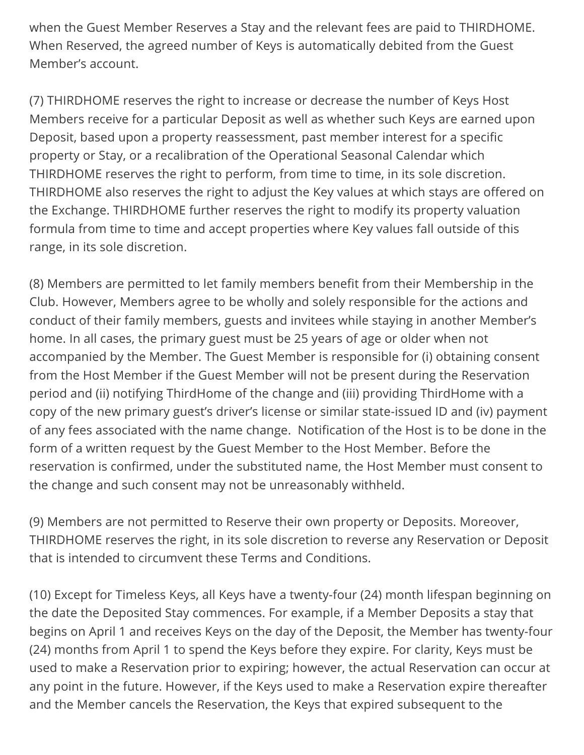when the Guest Member Reserves a Stay and the relevant fees are paid to THIRDHOME. When Reserved, the agreed number of Keys is automatically debited from the Guest Member's account.

(7) THIRDHOME reserves the right to increase or decrease the number of Keys Host Members receive for a particular Deposit as well as whether such Keys are earned upon Deposit, based upon a property reassessment, past member interest for a specific property or Stay, or a recalibration of the Operational Seasonal Calendar which THIRDHOME reserves the right to perform, from time to time, in its sole discretion. THIRDHOME also reserves the right to adjust the Key values at which stays are offered on the Exchange. THIRDHOME further reserves the right to modify its property valuation formula from time to time and accept properties where Key values fall outside of this range, in its sole discretion.

(8) Members are permitted to let family members benefit from their Membership in the Club. However, Members agree to be wholly and solely responsible for the actions and conduct of their family members, guests and invitees while staying in another Member's home. In all cases, the primary guest must be 25 years of age or older when not accompanied by the Member. The Guest Member is responsible for (i) obtaining consent from the Host Member if the Guest Member will not be present during the Reservation period and (ii) notifying ThirdHome of the change and (iii) providing ThirdHome with a copy of the new primary guest's driver's license or similar state-issued ID and (iv) payment of any fees associated with the name change. Notification of the Host is to be done in the form of a written request by the Guest Member to the Host Member. Before the reservation is confirmed, under the substituted name, the Host Member must consent to the change and such consent may not be unreasonably withheld.

(9) Members are not permitted to Reserve their own property or Deposits. Moreover, THIRDHOME reserves the right, in its sole discretion to reverse any Reservation or Deposit that is intended to circumvent these Terms and Conditions.

(10) Except for Timeless Keys, all Keys have a twenty-four (24) month lifespan beginning on the date the Deposited Stay commences. For example, if a Member Deposits a stay that begins on April 1 and receives Keys on the day of the Deposit, the Member has twenty-four (24) months from April 1 to spend the Keys before they expire. For clarity, Keys must be used to make a Reservation prior to expiring; however, the actual Reservation can occur at any point in the future. However, if the Keys used to make a Reservation expire thereafter and the Member cancels the Reservation, the Keys that expired subsequent to the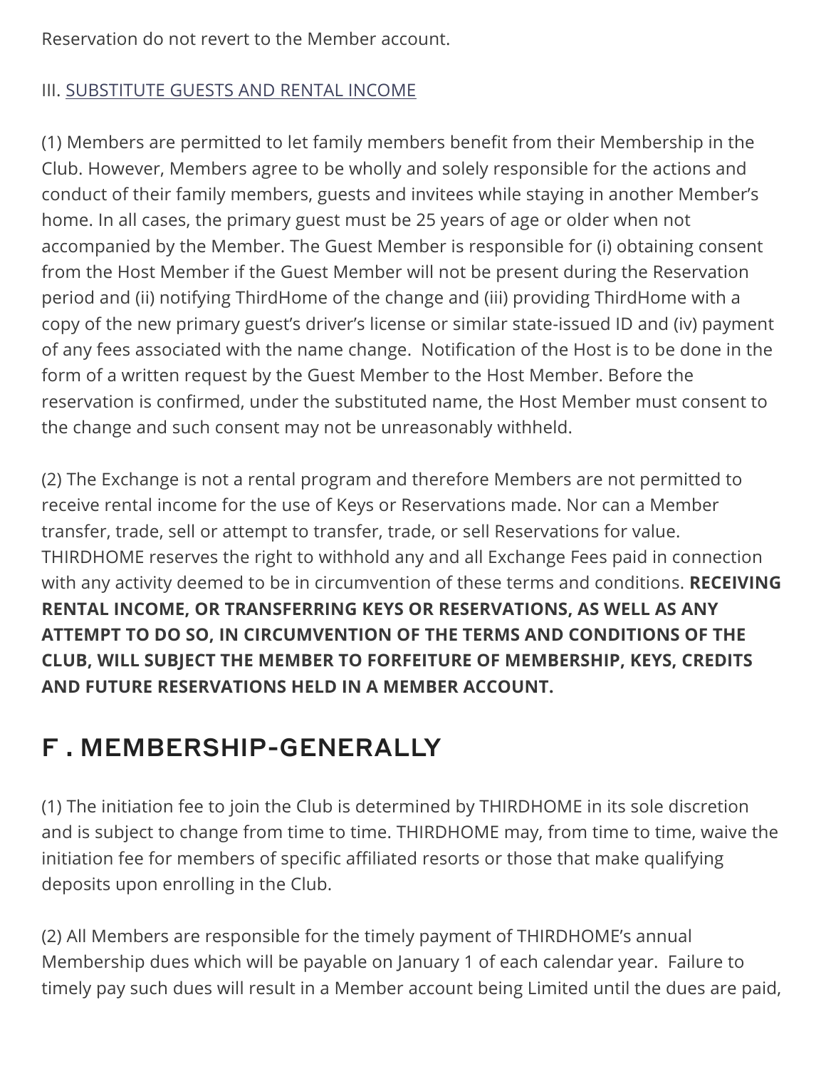Reservation do not revert to the Member account.

III. SUBSTITUTE GUESTS AND RENTAL INCOME

(1) Members are permitted to let family members benefit from their Membership in the Club. However, Members agree to be wholly and solely responsible for the actions and conduct of their family members, guests and invitees while staying in another Member's home. In all cases, the primary guest must be 25 years of age or older when not accompanied by the Member. The Guest Member is responsible for (i) obtaining consent from the Host Member if the Guest Member will not be present during the Reservation period and (ii) notifying ThirdHome of the change and (iii) providing ThirdHome with a copy of the new primary guest's driver's license or similar state-issued ID and (iv) payment of any fees associated with the name change. Notification of the Host is to be done in the form of a written request by the Guest Member to the Host Member. Before the reservation is confirmed, under the substituted name, the Host Member must consent to the change and such consent may not be unreasonably withheld.

(2) The Exchange is not a rental program and therefore Members are not permitted to receive rental income for the use of Keys or Reservations made. Nor can a Member transfer, trade, sell or attempt to transfer, trade, or sell Reservations for value. THIRDHOME reserves the right to withhold any and all Exchange Fees paid in connection with any activity deemed to be in circumvention of these terms and conditions. **RECEIVING RENTAL INCOME, OR TRANSFERRING KEYS OR RESERVATIONS, AS WELL AS ANY ATTEMPT TO DO SO, IN CIRCUMVENTION OF THE TERMS AND CONDITIONS OF THE CLUB, WILL SUBJECT THE MEMBER TO FORFEITURE OF MEMBERSHIP, KEYS, CREDITS AND FUTURE RESERVATIONS HELD IN A MEMBER ACCOUNT.**

## F . MEMBERSHIP-GENERALLY

(1) The initiation fee to join the Club is determined by THIRDHOME in its sole discretion and is subject to change from time to time. THIRDHOME may, from time to time, waive the initiation fee for members of specific affiliated resorts or those that make qualifying deposits upon enrolling in the Club.

(2) All Members are responsible for the timely payment of THIRDHOME's annual Membership dues which will be payable on January 1 of each calendar year. Failure to timely pay such dues will result in a Member account being Limited until the dues are paid,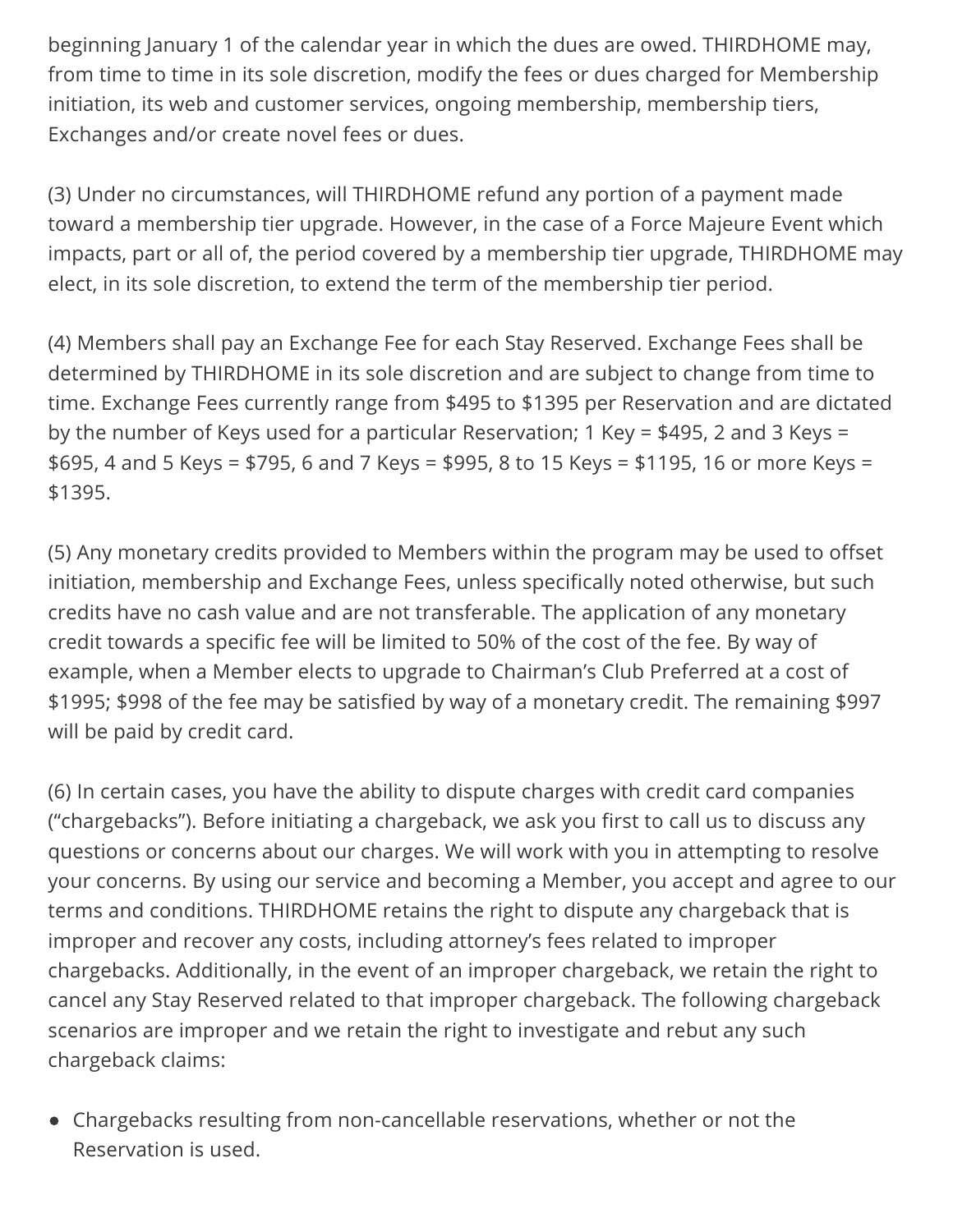beginning January 1 of the calendar year in which the dues are owed. THIRDHOME may, from time to time in its sole discretion, modify the fees or dues charged for Membership initiation, its web and customer services, ongoing membership, membership tiers, Exchanges and/or create novel fees or dues.

(3) Under no circumstances, will THIRDHOME refund any portion of a payment made toward a membership tier upgrade. However, in the case of a Force Majeure Event which impacts, part or all of, the period covered by a membership tier upgrade, THIRDHOME may elect, in its sole discretion, to extend the term of the membership tier period.

(4) Members shall pay an Exchange Fee for each Stay Reserved. Exchange Fees shall be determined by THIRDHOME in its sole discretion and are subject to change from time to time. Exchange Fees currently range from $495 to $1395 per Reservation and are dictated by the number of Keys used for a particular Reservation; 1 Key = $495, 2 and 3 Keys = $695, 4 and 5 Keys = $795, 6 and 7 Keys = $995, 8 to 15 Keys = $1195, 16 or more Keys = $1395.

(5) Any monetary credits provided to Members within the program may be used to offset initiation, membership and Exchange Fees, unless specifically noted otherwise, but such credits have no cash value and are not transferable. The application of any monetary credit towards a specific fee will be limited to 50% of the cost of the fee. By way of example, when a Member elects to upgrade to Chairman's Club Preferred at a cost of $1995; $998 of the fee may be satisfied by way of a monetary credit. The remaining $997 will be paid by credit card.

(6) In certain cases, you have the ability to dispute charges with credit card companies ("chargebacks"). Before initiating a chargeback, we ask you first to call us to discuss any questions or concerns about our charges. We will work with you in attempting to resolve your concerns. By using our service and becoming a Member, you accept and agree to our terms and conditions. THIRDHOME retains the right to dispute any chargeback that is improper and recover any costs, including attorney's fees related to improper chargebacks. Additionally, in the event of an improper chargeback, we retain the right to cancel any Stay Reserved related to that improper chargeback. The following chargeback scenarios are improper and we retain the right to investigate and rebut any such chargeback claims:

- Chargebacks resulting from non-cancellable reservations, whether or not the Reservation is used.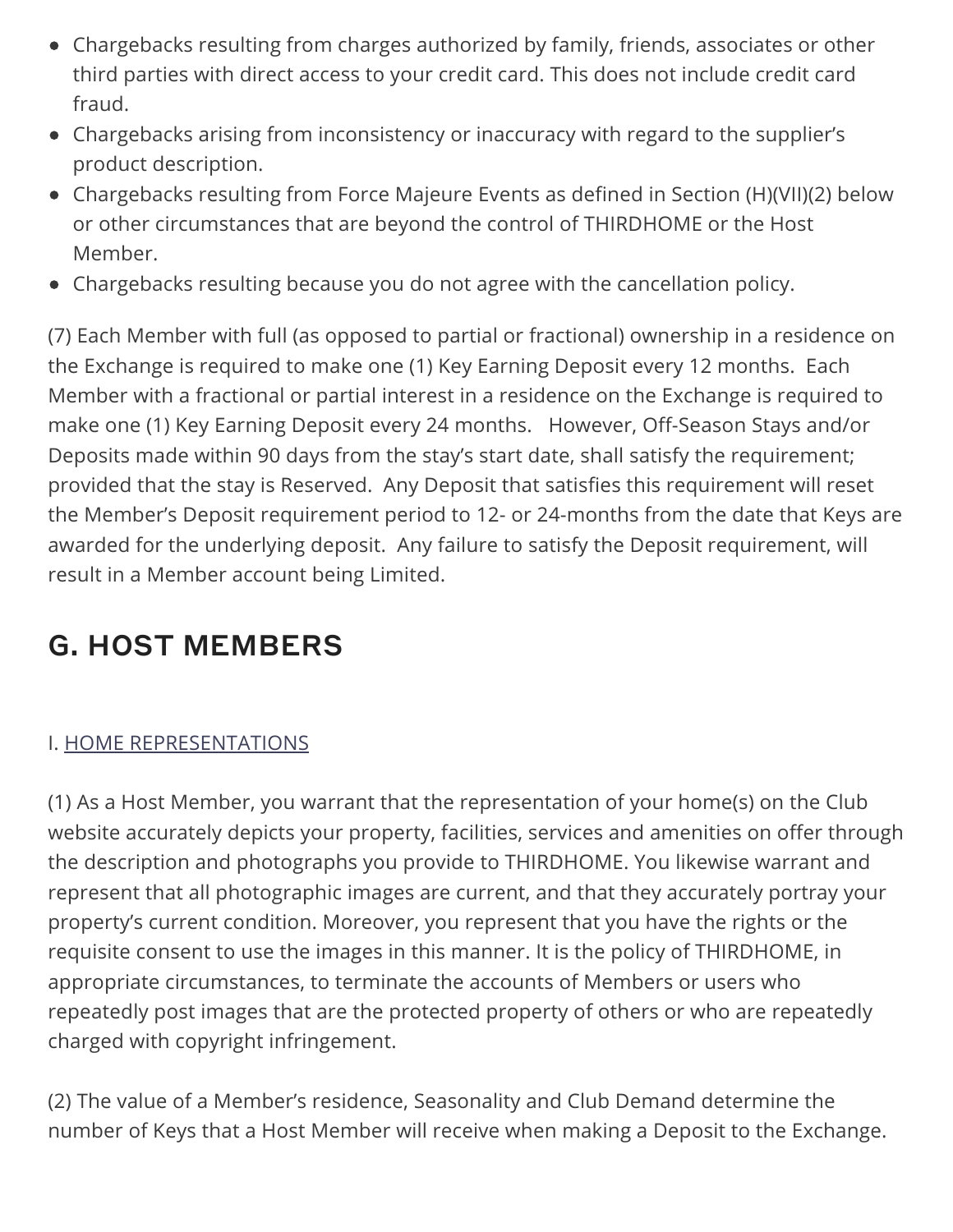- Chargebacks resulting from charges authorized by family, friends, associates or other third parties with direct access to your credit card. This does not include credit card fraud.
- Chargebacks arising from inconsistency or inaccuracy with regard to the supplier's product description.
- Chargebacks resulting from Force Majeure Events as defined in Section (H)(VII)(2) below or other circumstances that are beyond the control of THIRDHOME or the Host Member.
- Chargebacks resulting because you do not agree with the cancellation policy.

(7) Each Member with full (as opposed to partial or fractional) ownership in a residence on the Exchange is required to make one (1) Key Earning Deposit every 12 months. Each Member with a fractional or partial interest in a residence on the Exchange is required to make one (1) Key Earning Deposit every 24 months. However, Off-Season Stays and/or Deposits made within 90 days from the stay's start date, shall satisfy the requirement; provided that the stay is Reserved. Any Deposit that satisfies this requirement will reset the Member's Deposit requirement period to 12- or 24-months from the date that Keys are awarded for the underlying deposit. Any failure to satisfy the Deposit requirement, will result in a Member account being Limited.

## G. HOST MEMBERS

I. HOME REPRESENTATIONS

(1) As a Host Member, you warrant that the representation of your home(s) on the Club website accurately depicts your property, facilities, services and amenities on offer through the description and photographs you provide to THIRDHOME. You likewise warrant and represent that all photographic images are current, and that they accurately portray your property's current condition. Moreover, you represent that you have the rights or the requisite consent to use the images in this manner. It is the policy of THIRDHOME, in appropriate circumstances, to terminate the accounts of Members or users who repeatedly post images that are the protected property of others or who are repeatedly charged with copyright infringement.

(2) The value of a Member's residence, Seasonality and Club Demand determine the number of Keys that a Host Member will receive when making a Deposit to the Exchange.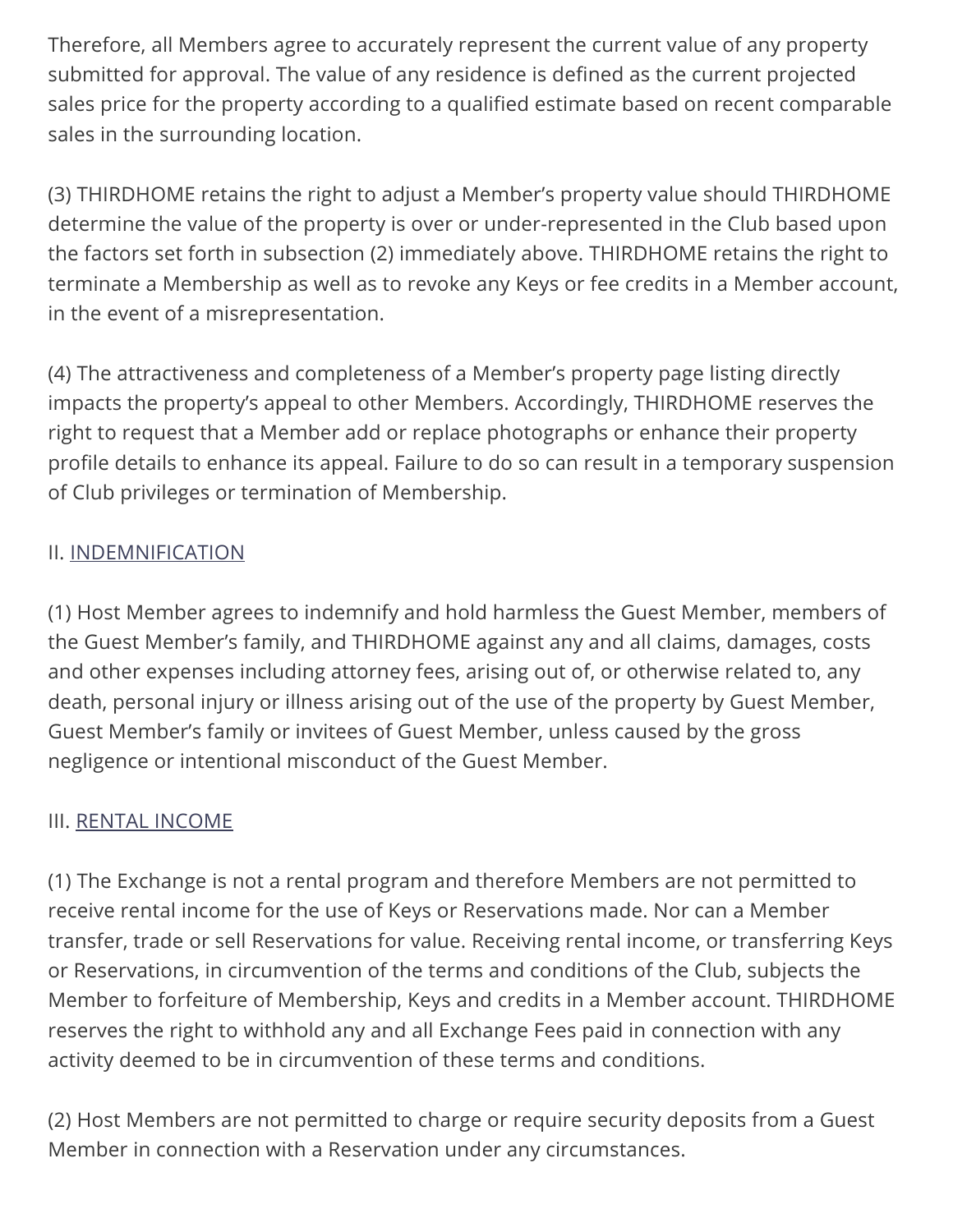Therefore, all Members agree to accurately represent the current value of any property submitted for approval. The value of any residence is defined as the current projected sales price for the property according to a qualified estimate based on recent comparable sales in the surrounding location.

(3) THIRDHOME retains the right to adjust a Member's property value should THIRDHOME determine the value of the property is over or under-represented in the Club based upon the factors set forth in subsection (2) immediately above. THIRDHOME retains the right to terminate a Membership as well as to revoke any Keys or fee credits in a Member account, in the event of a misrepresentation.

(4) The attractiveness and completeness of a Member's property page listing directly impacts the property's appeal to other Members. Accordingly, THIRDHOME reserves the right to request that a Member add or replace photographs or enhance their property profile details to enhance its appeal. Failure to do so can result in a temporary suspension of Club privileges or termination of Membership.

II. INDEMNIFICATION

(1) Host Member agrees to indemnify and hold harmless the Guest Member, members of the Guest Member's family, and THIRDHOME against any and all claims, damages, costs and other expenses including attorney fees, arising out of, or otherwise related to, any death, personal injury or illness arising out of the use of the property by Guest Member, Guest Member's family or invitees of Guest Member, unless caused by the gross negligence or intentional misconduct of the Guest Member.

III. RENTAL INCOME

(1) The Exchange is not a rental program and therefore Members are not permitted to receive rental income for the use of Keys or Reservations made. Nor can a Member transfer, trade or sell Reservations for value. Receiving rental income, or transferring Keys or Reservations, in circumvention of the terms and conditions of the Club, subjects the Member to forfeiture of Membership, Keys and credits in a Member account. THIRDHOME reserves the right to withhold any and all Exchange Fees paid in connection with any activity deemed to be in circumvention of these terms and conditions.

(2) Host Members are not permitted to charge or require security deposits from a Guest Member in connection with a Reservation under any circumstances.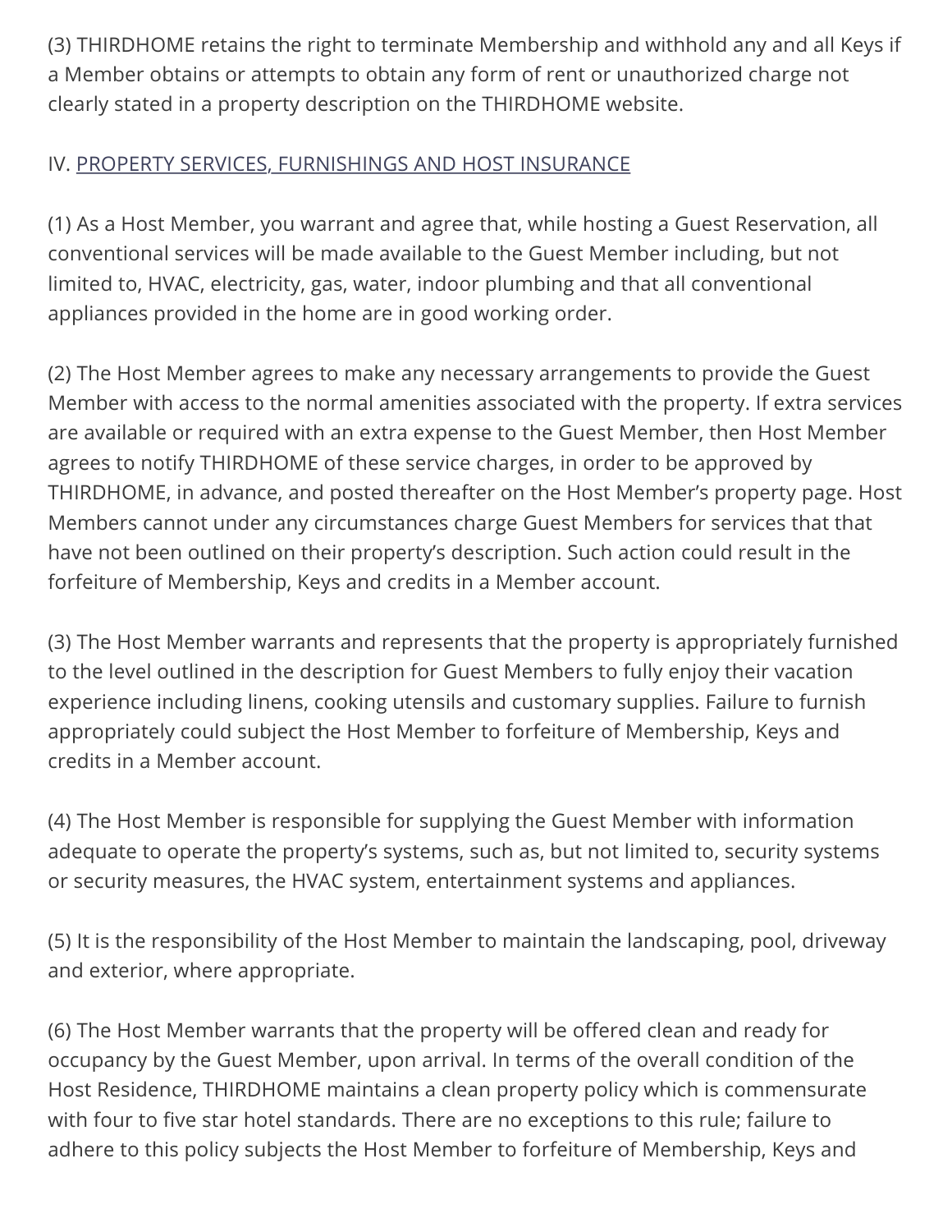(3) THIRDHOME retains the right to terminate Membership and withhold any and all Keys if a Member obtains or attempts to obtain any form of rent or unauthorized charge not clearly stated in a property description on the THIRDHOME website.

IV. PROPERTY SERVICES, FURNISHINGS AND HOST INSURANCE

(1) As a Host Member, you warrant and agree that, while hosting a Guest Reservation, all conventional services will be made available to the Guest Member including, but not limited to, HVAC, electricity, gas, water, indoor plumbing and that all conventional appliances provided in the home are in good working order.

(2) The Host Member agrees to make any necessary arrangements to provide the Guest Member with access to the normal amenities associated with the property. If extra services are available or required with an extra expense to the Guest Member, then Host Member agrees to notify THIRDHOME of these service charges, in order to be approved by THIRDHOME, in advance, and posted thereafter on the Host Member's property page. Host Members cannot under any circumstances charge Guest Members for services that that have not been outlined on their property's description. Such action could result in the forfeiture of Membership, Keys and credits in a Member account.

(3) The Host Member warrants and represents that the property is appropriately furnished to the level outlined in the description for Guest Members to fully enjoy their vacation experience including linens, cooking utensils and customary supplies. Failure to furnish appropriately could subject the Host Member to forfeiture of Membership, Keys and credits in a Member account.

(4) The Host Member is responsible for supplying the Guest Member with information adequate to operate the property's systems, such as, but not limited to, security systems or security measures, the HVAC system, entertainment systems and appliances.

(5) It is the responsibility of the Host Member to maintain the landscaping, pool, driveway and exterior, where appropriate.

(6) The Host Member warrants that the property will be offered clean and ready for occupancy by the Guest Member, upon arrival. In terms of the overall condition of the Host Residence, THIRDHOME maintains a clean property policy which is commensurate with four to five star hotel standards. There are no exceptions to this rule; failure to adhere to this policy subjects the Host Member to forfeiture of Membership, Keys and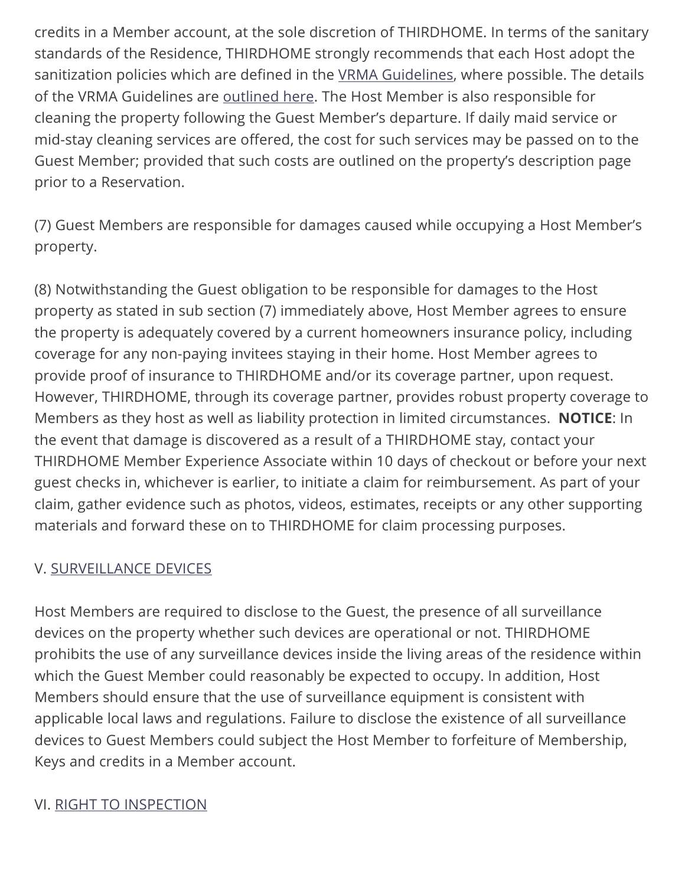credits in a Member account, at the sole discretion of THIRDHOME. In terms of the sanitary standards of the Residence, THIRDHOME strongly recommends that each Host adopt the sanitization policies which are defined in the VRMA Guidelines, where possible. The details of the VRMA Guidelines are outlined here. The Host Member is also responsible for cleaning the property following the Guest Member's departure. If daily maid service or mid-stay cleaning services are offered, the cost for such services may be passed on to the Guest Member; provided that such costs are outlined on the property's description page prior to a Reservation.

(7) Guest Members are responsible for damages caused while occupying a Host Member's property.

(8) Notwithstanding the Guest obligation to be responsible for damages to the Host property as stated in sub section (7) immediately above, Host Member agrees to ensure the property is adequately covered by a current homeowners insurance policy, including coverage for any non-paying invitees staying in their home. Host Member agrees to provide proof of insurance to THIRDHOME and/or its coverage partner, upon request. However, THIRDHOME, through its coverage partner, provides robust property coverage to Members as they host as well as liability protection in limited circumstances. **NOTICE**: In the event that damage is discovered as a result of a THIRDHOME stay, contact your THIRDHOME Member Experience Associate within 10 days of checkout or before your next guest checks in, whichever is earlier, to initiate a claim for reimbursement. As part of your claim, gather evidence such as photos, videos, estimates, receipts or any other supporting materials and forward these on to THIRDHOME for claim processing purposes.

## V. SURVEILLANCE DEVICES

Host Members are required to disclose to the Guest, the presence of all surveillance devices on the property whether such devices are operational or not. THIRDHOME prohibits the use of any surveillance devices inside the living areas of the residence within which the Guest Member could reasonably be expected to occupy. In addition, Host Members should ensure that the use of surveillance equipment is consistent with applicable local laws and regulations. Failure to disclose the existence of all surveillance devices to Guest Members could subject the Host Member to forfeiture of Membership, Keys and credits in a Member account.

## VI. RIGHT TO INSPECTION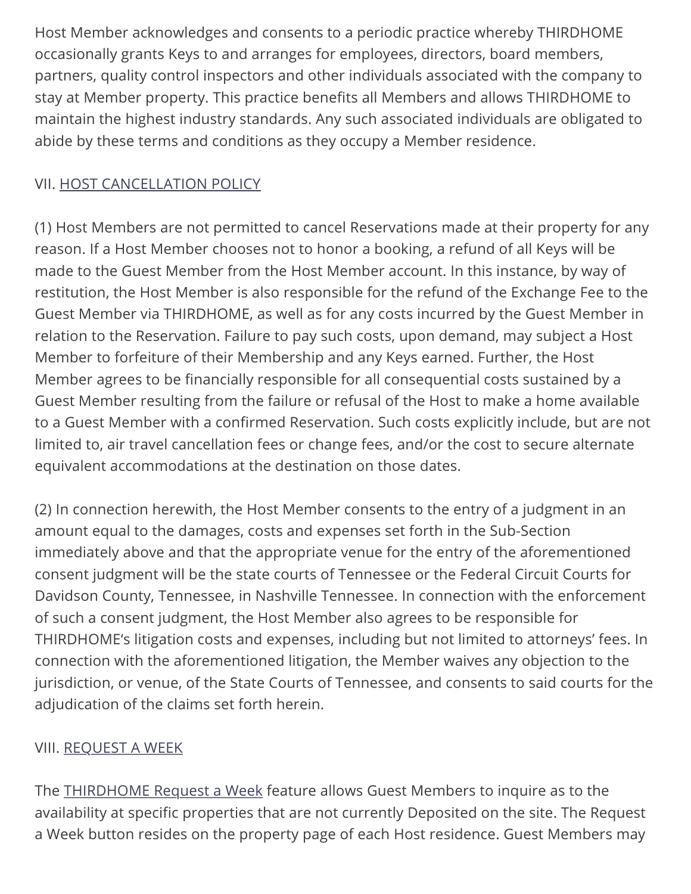Host Member acknowledges and consents to a periodic practice whereby THIRDHOME occasionally grants Keys to and arranges for employees, directors, board members, partners, quality control inspectors and other individuals associated with the company to stay at Member property. This practice benefits all Members and allows THIRDHOME to maintain the highest industry standards. Any such associated individuals are obligated to abide by these terms and conditions as they occupy a Member residence.

## VII. HOST CANCELLATION POLICY

(1) Host Members are not permitted to cancel Reservations made at their property for any reason. If a Host Member chooses not to honor a booking, a refund of all Keys will be made to the Guest Member from the Host Member account. In this instance, by way of restitution, the Host Member is also responsible for the refund of the Exchange Fee to the Guest Member via THIRDHOME, as well as for any costs incurred by the Guest Member in relation to the Reservation. Failure to pay such costs, upon demand, may subject a Host Member to forfeiture of their Membership and any Keys earned. Further, the Host Member agrees to be financially responsible for all consequential costs sustained by a Guest Member resulting from the failure or refusal of the Host to make a home available to a Guest Member with a confirmed Reservation. Such costs explicitly include, but are not limited to, air travel cancellation fees or change fees, and/or the cost to secure alternate equivalent accommodations at the destination on those dates.

(2) In connection herewith, the Host Member consents to the entry of a judgment in an amount equal to the damages, costs and expenses set forth in the Sub-Section immediately above and that the appropriate venue for the entry of the aforementioned consent judgment will be the state courts of Tennessee or the Federal Circuit Courts for Davidson County, Tennessee, in Nashville Tennessee. In connection with the enforcement of such a consent judgment, the Host Member also agrees to be responsible for THIRDHOME's litigation costs and expenses, including but not limited to attorneys' fees. In connection with the aforementioned litigation, the Member waives any objection to the jurisdiction, or venue, of the State Courts of Tennessee, and consents to said courts for the adjudication of the claims set forth herein.

## VIII. REQUEST A WEEK

The THIRDHOME Request a Week feature allows Guest Members to inquire as to the availability at specific properties that are not currently Deposited on the site. The Request a Week button resides on the property page of each Host residence. Guest Members may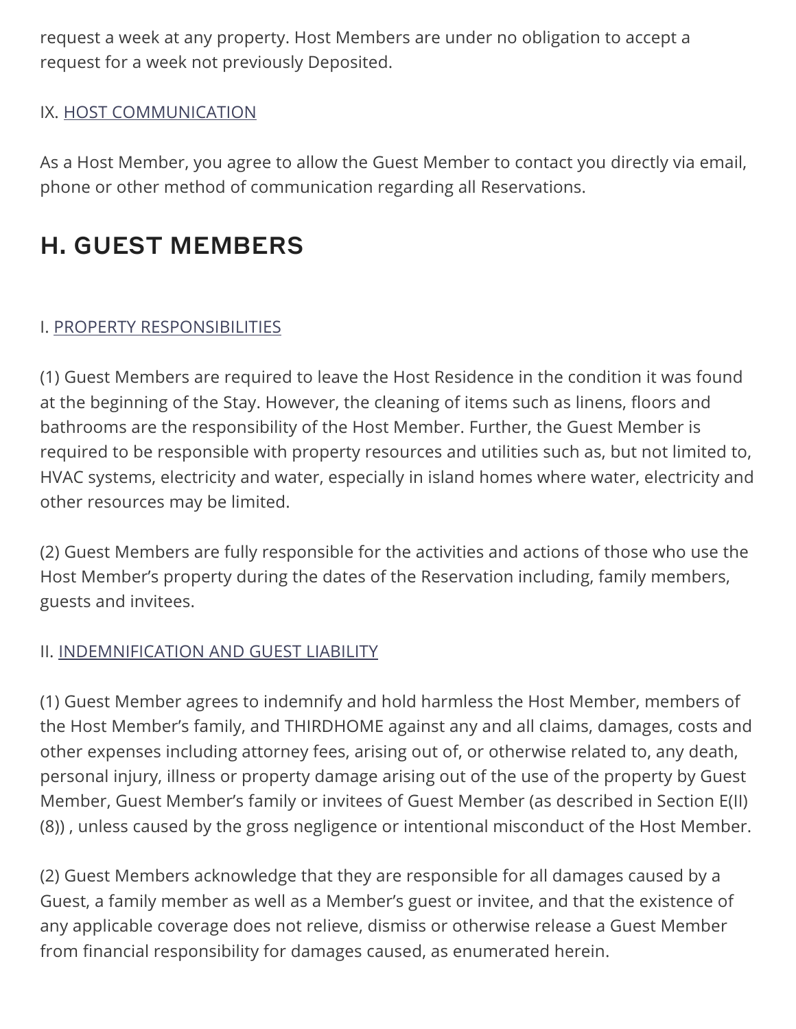request a week at any property. Host Members are under no obligation to accept a request for a week not previously Deposited.

IX. HOST COMMUNICATION

As a Host Member, you agree to allow the Guest Member to contact you directly via email, phone or other method of communication regarding all Reservations.

## H. GUEST MEMBERS

I. PROPERTY RESPONSIBILITIES

(1) Guest Members are required to leave the Host Residence in the condition it was found at the beginning of the Stay. However, the cleaning of items such as linens, floors and bathrooms are the responsibility of the Host Member. Further, the Guest Member is required to be responsible with property resources and utilities such as, but not limited to, HVAC systems, electricity and water, especially in island homes where water, electricity and other resources may be limited.

(2) Guest Members are fully responsible for the activities and actions of those who use the Host Member's property during the dates of the Reservation including, family members, guests and invitees.

II. INDEMNIFICATION AND GUEST LIABILITY

(1) Guest Member agrees to indemnify and hold harmless the Host Member, members of the Host Member's family, and THIRDHOME against any and all claims, damages, costs and other expenses including attorney fees, arising out of, or otherwise related to, any death, personal injury, illness or property damage arising out of the use of the property by Guest Member, Guest Member's family or invitees of Guest Member (as described in Section E(II)(8)) , unless caused by the gross negligence or intentional misconduct of the Host Member.

(2) Guest Members acknowledge that they are responsible for all damages caused by a Guest, a family member as well as a Member's guest or invitee, and that the existence of any applicable coverage does not relieve, dismiss or otherwise release a Guest Member from financial responsibility for damages caused, as enumerated herein.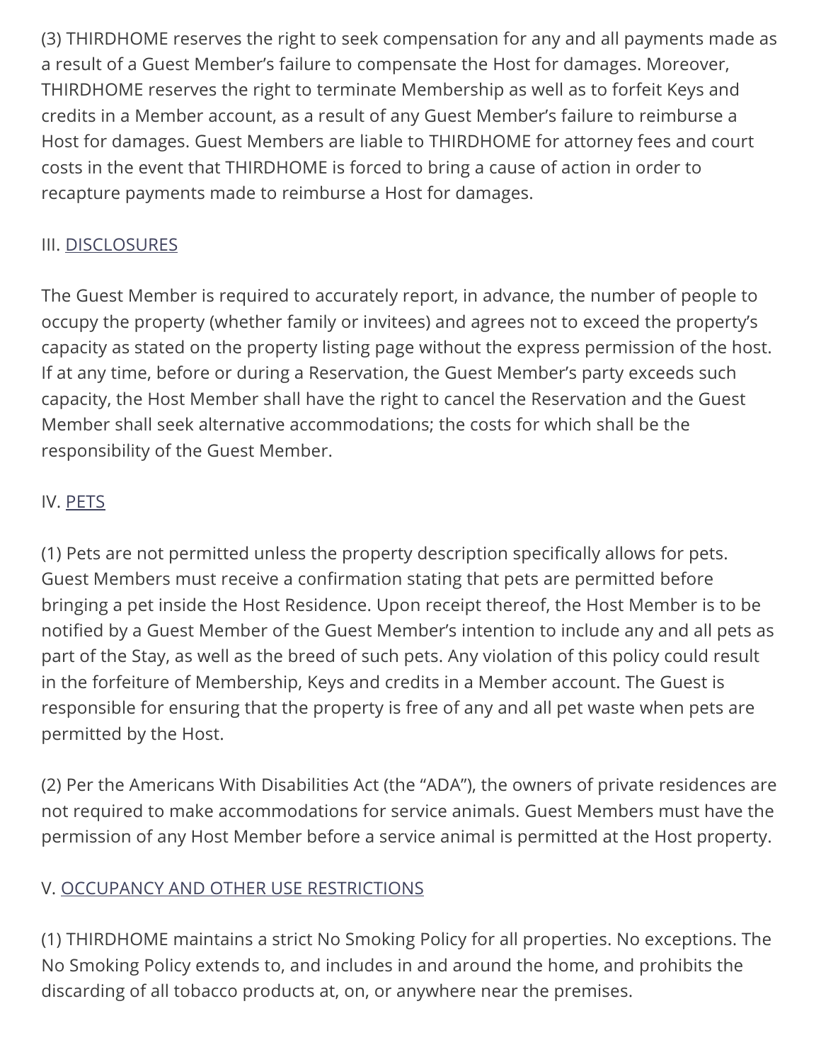(3) THIRDHOME reserves the right to seek compensation for any and all payments made as a result of a Guest Member's failure to compensate the Host for damages. Moreover, THIRDHOME reserves the right to terminate Membership as well as to forfeit Keys and credits in a Member account, as a result of any Guest Member's failure to reimburse a Host for damages. Guest Members are liable to THIRDHOME for attorney fees and court costs in the event that THIRDHOME is forced to bring a cause of action in order to recapture payments made to reimburse a Host for damages.

## III. DISCLOSURES

The Guest Member is required to accurately report, in advance, the number of people to occupy the property (whether family or invitees) and agrees not to exceed the property's capacity as stated on the property listing page without the express permission of the host. If at any time, before or during a Reservation, the Guest Member's party exceeds such capacity, the Host Member shall have the right to cancel the Reservation and the Guest Member shall seek alternative accommodations; the costs for which shall be the responsibility of the Guest Member.

## IV. PETS

(1) Pets are not permitted unless the property description specifically allows for pets. Guest Members must receive a confirmation stating that pets are permitted before bringing a pet inside the Host Residence. Upon receipt thereof, the Host Member is to be notified by a Guest Member of the Guest Member's intention to include any and all pets as part of the Stay, as well as the breed of such pets. Any violation of this policy could result in the forfeiture of Membership, Keys and credits in a Member account. The Guest is responsible for ensuring that the property is free of any and all pet waste when pets are permitted by the Host.

(2) Per the Americans With Disabilities Act (the "ADA"), the owners of private residences are not required to make accommodations for service animals. Guest Members must have the permission of any Host Member before a service animal is permitted at the Host property.

## V. OCCUPANCY AND OTHER USE RESTRICTIONS

(1) THIRDHOME maintains a strict No Smoking Policy for all properties. No exceptions. The No Smoking Policy extends to, and includes in and around the home, and prohibits the discarding of all tobacco products at, on, or anywhere near the premises.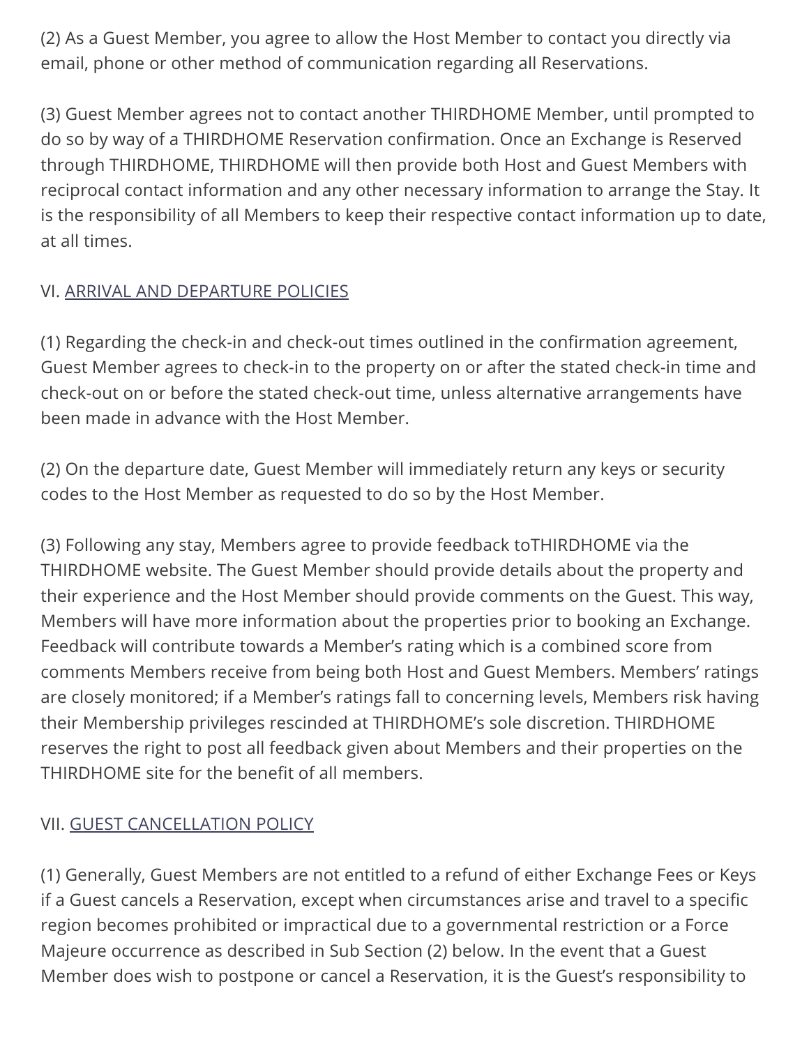(2) As a Guest Member, you agree to allow the Host Member to contact you directly via email, phone or other method of communication regarding all Reservations.

(3) Guest Member agrees not to contact another THIRDHOME Member, until prompted to do so by way of a THIRDHOME Reservation confirmation. Once an Exchange is Reserved through THIRDHOME, THIRDHOME will then provide both Host and Guest Members with reciprocal contact information and any other necessary information to arrange the Stay. It is the responsibility of all Members to keep their respective contact information up to date, at all times.

VI. ARRIVAL AND DEPARTURE POLICIES

(1) Regarding the check-in and check-out times outlined in the confirmation agreement, Guest Member agrees to check-in to the property on or after the stated check-in time and check-out on or before the stated check-out time, unless alternative arrangements have been made in advance with the Host Member.

(2) On the departure date, Guest Member will immediately return any keys or security codes to the Host Member as requested to do so by the Host Member.

(3) Following any stay, Members agree to provide feedback toTHIRDHOME via the THIRDHOME website. The Guest Member should provide details about the property and their experience and the Host Member should provide comments on the Guest. This way, Members will have more information about the properties prior to booking an Exchange. Feedback will contribute towards a Member's rating which is a combined score from comments Members receive from being both Host and Guest Members. Members' ratings are closely monitored; if a Member's ratings fall to concerning levels, Members risk having their Membership privileges rescinded at THIRDHOME's sole discretion. THIRDHOME reserves the right to post all feedback given about Members and their properties on the THIRDHOME site for the benefit of all members.

VII. GUEST CANCELLATION POLICY

(1) Generally, Guest Members are not entitled to a refund of either Exchange Fees or Keys if a Guest cancels a Reservation, except when circumstances arise and travel to a specific region becomes prohibited or impractical due to a governmental restriction or a Force Majeure occurrence as described in Sub Section (2) below. In the event that a Guest Member does wish to postpone or cancel a Reservation, it is the Guest's responsibility to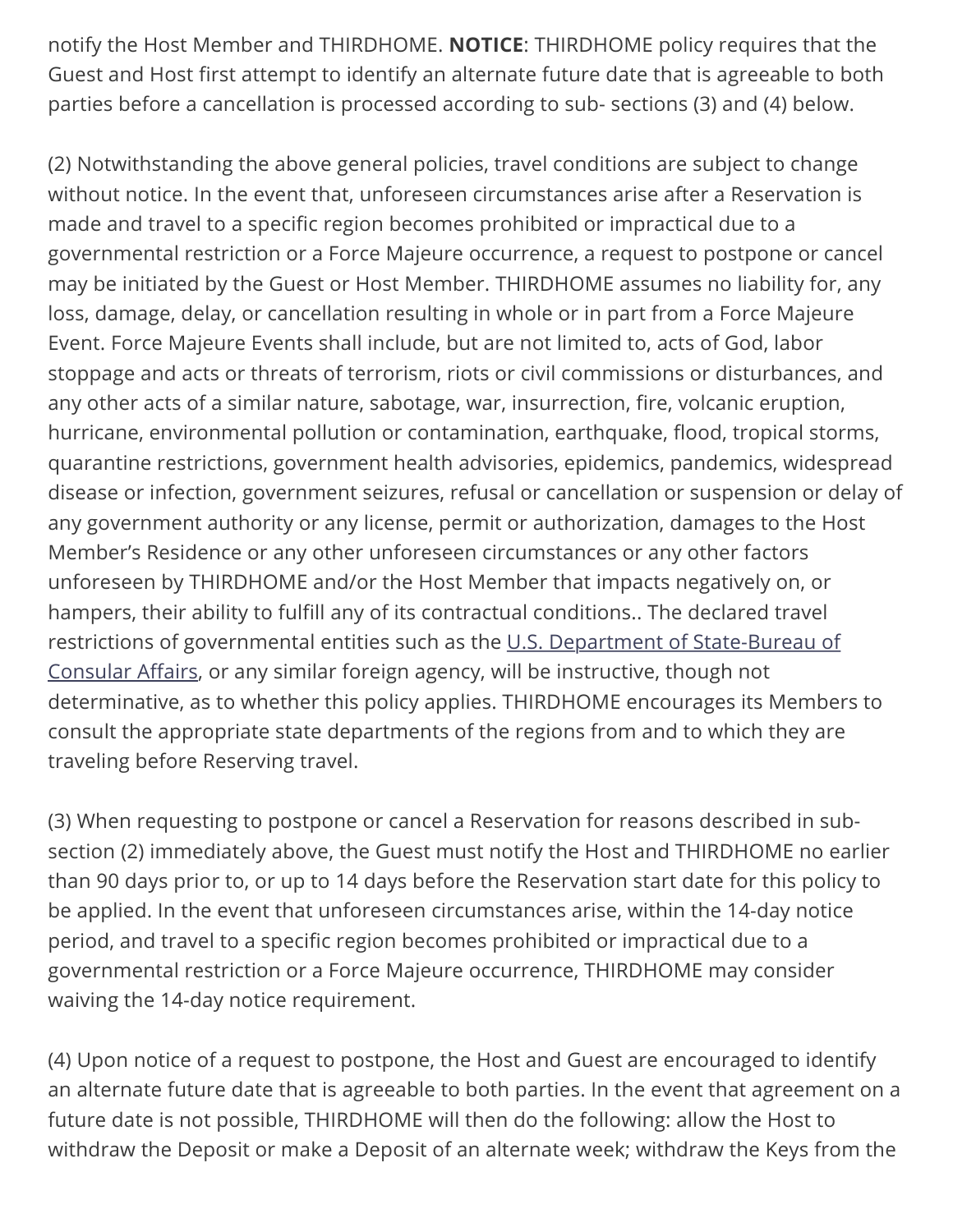notify the Host Member and THIRDHOME. **NOTICE**: THIRDHOME policy requires that the Guest and Host first attempt to identify an alternate future date that is agreeable to both parties before a cancellation is processed according to sub- sections (3) and (4) below.

(2) Notwithstanding the above general policies, travel conditions are subject to change without notice. In the event that, unforeseen circumstances arise after a Reservation is made and travel to a specific region becomes prohibited or impractical due to a governmental restriction or a Force Majeure occurrence, a request to postpone or cancel may be initiated by the Guest or Host Member. THIRDHOME assumes no liability for, any loss, damage, delay, or cancellation resulting in whole or in part from a Force Majeure Event. Force Majeure Events shall include, but are not limited to, acts of God, labor stoppage and acts or threats of terrorism, riots or civil commissions or disturbances, and any other acts of a similar nature, sabotage, war, insurrection, fire, volcanic eruption, hurricane, environmental pollution or contamination, earthquake, flood, tropical storms, quarantine restrictions, government health advisories, epidemics, pandemics, widespread disease or infection, government seizures, refusal or cancellation or suspension or delay of any government authority or any license, permit or authorization, damages to the Host Member's Residence or any other unforeseen circumstances or any other factors unforeseen by THIRDHOME and/or the Host Member that impacts negatively on, or hampers, their ability to fulfill any of its contractual conditions.. The declared travel restrictions of governmental entities such as the U.S. Department of State-Bureau of Consular Affairs, or any similar foreign agency, will be instructive, though not determinative, as to whether this policy applies. THIRDHOME encourages its Members to consult the appropriate state departments of the regions from and to which they are traveling before Reserving travel.

(3) When requesting to postpone or cancel a Reservation for reasons described in sub-section (2) immediately above, the Guest must notify the Host and THIRDHOME no earlier than 90 days prior to, or up to 14 days before the Reservation start date for this policy to be applied. In the event that unforeseen circumstances arise, within the 14-day notice period, and travel to a specific region becomes prohibited or impractical due to a governmental restriction or a Force Majeure occurrence, THIRDHOME may consider waiving the 14-day notice requirement.

(4) Upon notice of a request to postpone, the Host and Guest are encouraged to identify an alternate future date that is agreeable to both parties. In the event that agreement on a future date is not possible, THIRDHOME will then do the following: allow the Host to withdraw the Deposit or make a Deposit of an alternate week; withdraw the Keys from the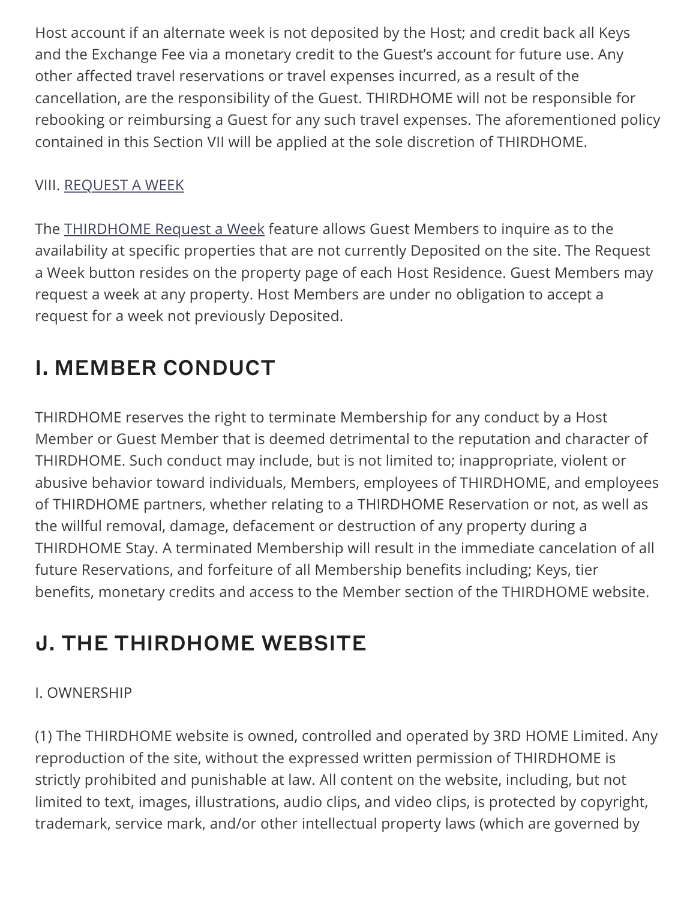Host account if an alternate week is not deposited by the Host; and credit back all Keys and the Exchange Fee via a monetary credit to the Guest's account for future use. Any other affected travel reservations or travel expenses incurred, as a result of the cancellation, are the responsibility of the Guest. THIRDHOME will not be responsible for rebooking or reimbursing a Guest for any such travel expenses. The aforementioned policy contained in this Section VII will be applied at the sole discretion of THIRDHOME.

VIII. REQUEST A WEEK

The THIRDHOME Request a Week feature allows Guest Members to inquire as to the availability at specific properties that are not currently Deposited on the site. The Request a Week button resides on the property page of each Host Residence. Guest Members may request a week at any property. Host Members are under no obligation to accept a request for a week not previously Deposited.

## I. MEMBER CONDUCT

THIRDHOME reserves the right to terminate Membership for any conduct by a Host Member or Guest Member that is deemed detrimental to the reputation and character of THIRDHOME. Such conduct may include, but is not limited to; inappropriate, violent or abusive behavior toward individuals, Members, employees of THIRDHOME, and employees of THIRDHOME partners, whether relating to a THIRDHOME Reservation or not, as well as the willful removal, damage, defacement or destruction of any property during a THIRDHOME Stay. A terminated Membership will result in the immediate cancelation of all future Reservations, and forfeiture of all Membership benefits including; Keys, tier benefits, monetary credits and access to the Member section of the THIRDHOME website.

## J. THE THIRDHOME WEBSITE

I. OWNERSHIP

(1) The THIRDHOME website is owned, controlled and operated by 3RD HOME Limited. Any reproduction of the site, without the expressed written permission of THIRDHOME is strictly prohibited and punishable at law. All content on the website, including, but not limited to text, images, illustrations, audio clips, and video clips, is protected by copyright, trademark, service mark, and/or other intellectual property laws (which are governed by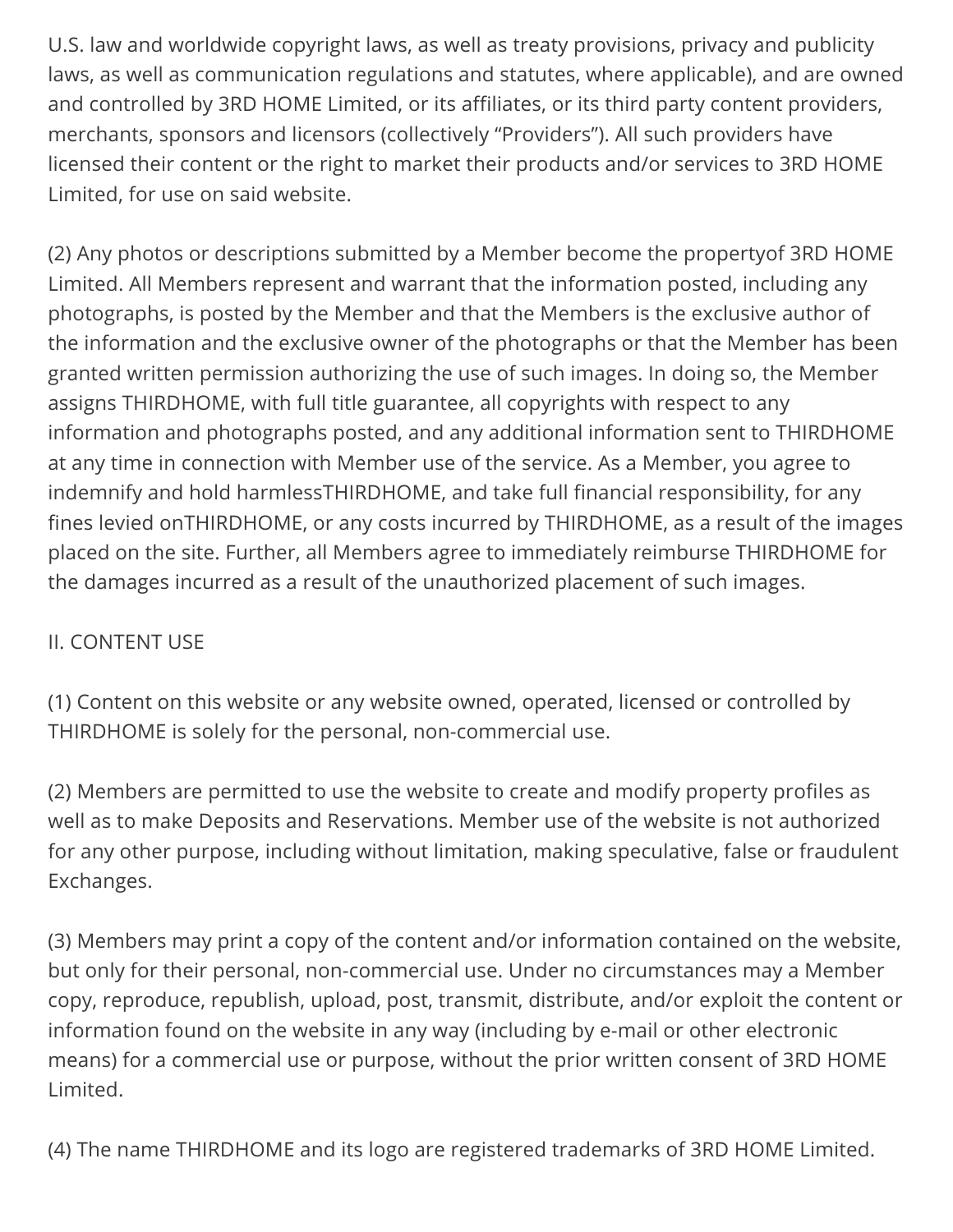U.S. law and worldwide copyright laws, as well as treaty provisions, privacy and publicity laws, as well as communication regulations and statutes, where applicable), and are owned and controlled by 3RD HOME Limited, or its affiliates, or its third party content providers, merchants, sponsors and licensors (collectively "Providers"). All such providers have licensed their content or the right to market their products and/or services to 3RD HOME Limited, for use on said website.

(2) Any photos or descriptions submitted by a Member become the propertyof 3RD HOME Limited. All Members represent and warrant that the information posted, including any photographs, is posted by the Member and that the Members is the exclusive author of the information and the exclusive owner of the photographs or that the Member has been granted written permission authorizing the use of such images. In doing so, the Member assigns THIRDHOME, with full title guarantee, all copyrights with respect to any information and photographs posted, and any additional information sent to THIRDHOME at any time in connection with Member use of the service. As a Member, you agree to indemnify and hold harmlessTHIRDHOME, and take full financial responsibility, for any fines levied onTHIRDHOME, or any costs incurred by THIRDHOME, as a result of the images placed on the site. Further, all Members agree to immediately reimburse THIRDHOME for the damages incurred as a result of the unauthorized placement of such images.

II. CONTENT USE

(1) Content on this website or any website owned, operated, licensed or controlled by THIRDHOME is solely for the personal, non-commercial use.

(2) Members are permitted to use the website to create and modify property profiles as well as to make Deposits and Reservations. Member use of the website is not authorized for any other purpose, including without limitation, making speculative, false or fraudulent Exchanges.

(3) Members may print a copy of the content and/or information contained on the website, but only for their personal, non-commercial use. Under no circumstances may a Member copy, reproduce, republish, upload, post, transmit, distribute, and/or exploit the content or information found on the website in any way (including by e-mail or other electronic means) for a commercial use or purpose, without the prior written consent of 3RD HOME Limited.

(4) The name THIRDHOME and its logo are registered trademarks of 3RD HOME Limited.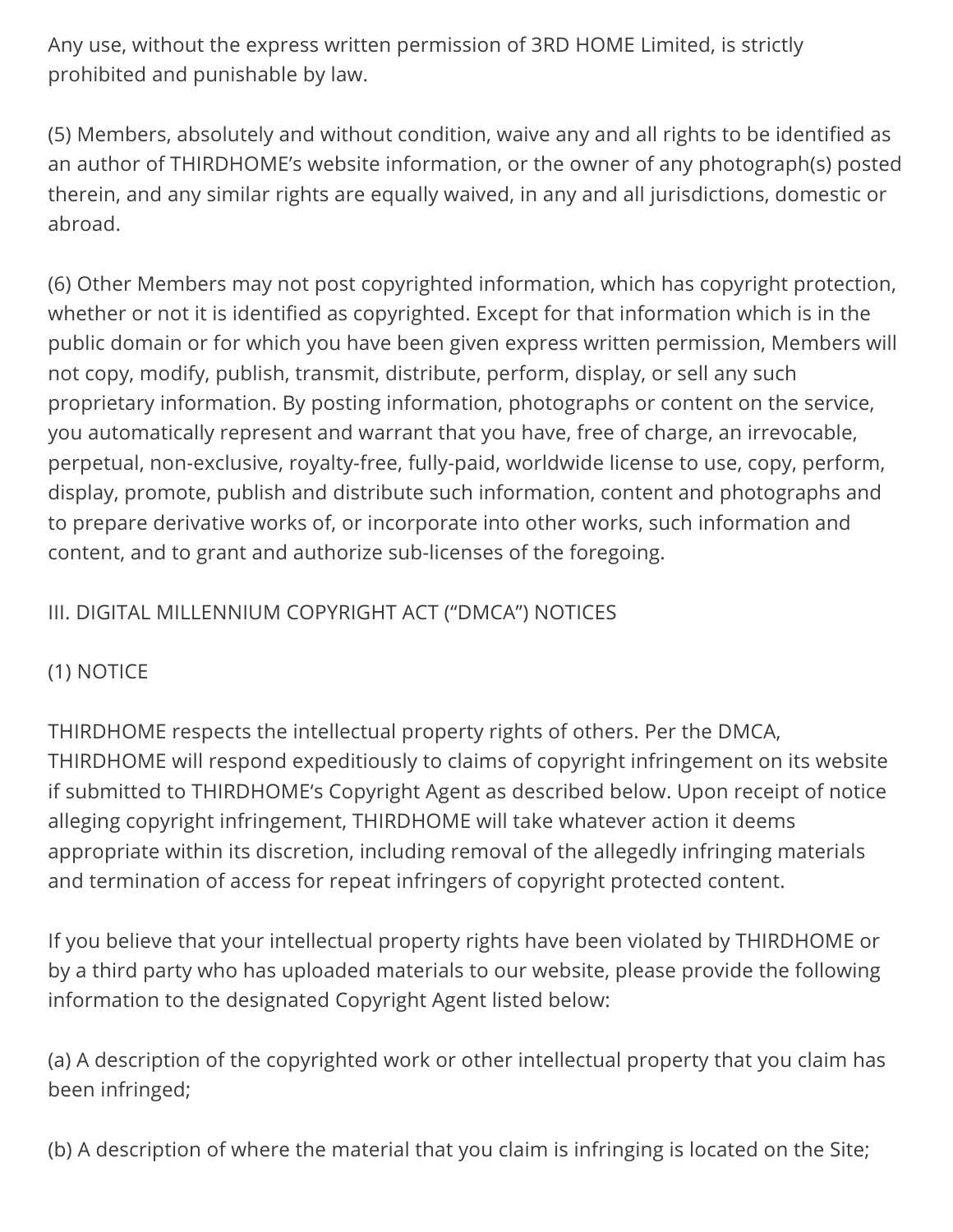Any use, without the express written permission of 3RD HOME Limited, is strictly prohibited and punishable by law.

(5) Members, absolutely and without condition, waive any and all rights to be identified as an author of THIRDHOME's website information, or the owner of any photograph(s) posted therein, and any similar rights are equally waived, in any and all jurisdictions, domestic or abroad.

(6) Other Members may not post copyrighted information, which has copyright protection, whether or not it is identified as copyrighted. Except for that information which is in the public domain or for which you have been given express written permission, Members will not copy, modify, publish, transmit, distribute, perform, display, or sell any such proprietary information. By posting information, photographs or content on the service, you automatically represent and warrant that you have, free of charge, an irrevocable, perpetual, non-exclusive, royalty-free, fully-paid, worldwide license to use, copy, perform, display, promote, publish and distribute such information, content and photographs and to prepare derivative works of, or incorporate into other works, such information and content, and to grant and authorize sub-licenses of the foregoing.

III. DIGITAL MILLENNIUM COPYRIGHT ACT ("DMCA") NOTICES

(1) NOTICE

THIRDHOME respects the intellectual property rights of others. Per the DMCA, THIRDHOME will respond expeditiously to claims of copyright infringement on its website if submitted to THIRDHOME's Copyright Agent as described below. Upon receipt of notice alleging copyright infringement, THIRDHOME will take whatever action it deems appropriate within its discretion, including removal of the allegedly infringing materials and termination of access for repeat infringers of copyright protected content.

If you believe that your intellectual property rights have been violated by THIRDHOME or by a third party who has uploaded materials to our website, please provide the following information to the designated Copyright Agent listed below:

(a) A description of the copyrighted work or other intellectual property that you claim has been infringed;

(b) A description of where the material that you claim is infringing is located on the Site;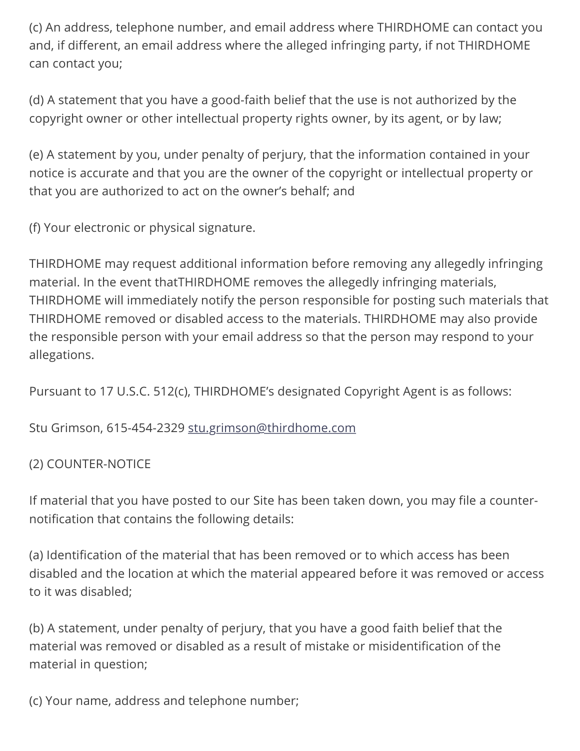(c) An address, telephone number, and email address where THIRDHOME can contact you and, if different, an email address where the alleged infringing party, if not THIRDHOME can contact you;

(d) A statement that you have a good-faith belief that the use is not authorized by the copyright owner or other intellectual property rights owner, by its agent, or by law;

(e) A statement by you, under penalty of perjury, that the information contained in your notice is accurate and that you are the owner of the copyright or intellectual property or that you are authorized to act on the owner's behalf; and

(f) Your electronic or physical signature.

THIRDHOME may request additional information before removing any allegedly infringing material. In the event thatTHIRDHOME removes the allegedly infringing materials, THIRDHOME will immediately notify the person responsible for posting such materials that THIRDHOME removed or disabled access to the materials. THIRDHOME may also provide the responsible person with your email address so that the person may respond to your allegations.

Pursuant to 17 U.S.C. 512(c), THIRDHOME's designated Copyright Agent is as follows:

Stu Grimson, 615-454-2329 stu.grimson@thirdhome.com

(2) COUNTER-NOTICE

If material that you have posted to our Site has been taken down, you may file a counter-notification that contains the following details:

(a) Identification of the material that has been removed or to which access has been disabled and the location at which the material appeared before it was removed or access to it was disabled;

(b) A statement, under penalty of perjury, that you have a good faith belief that the material was removed or disabled as a result of mistake or misidentification of the material in question;

(c) Your name, address and telephone number;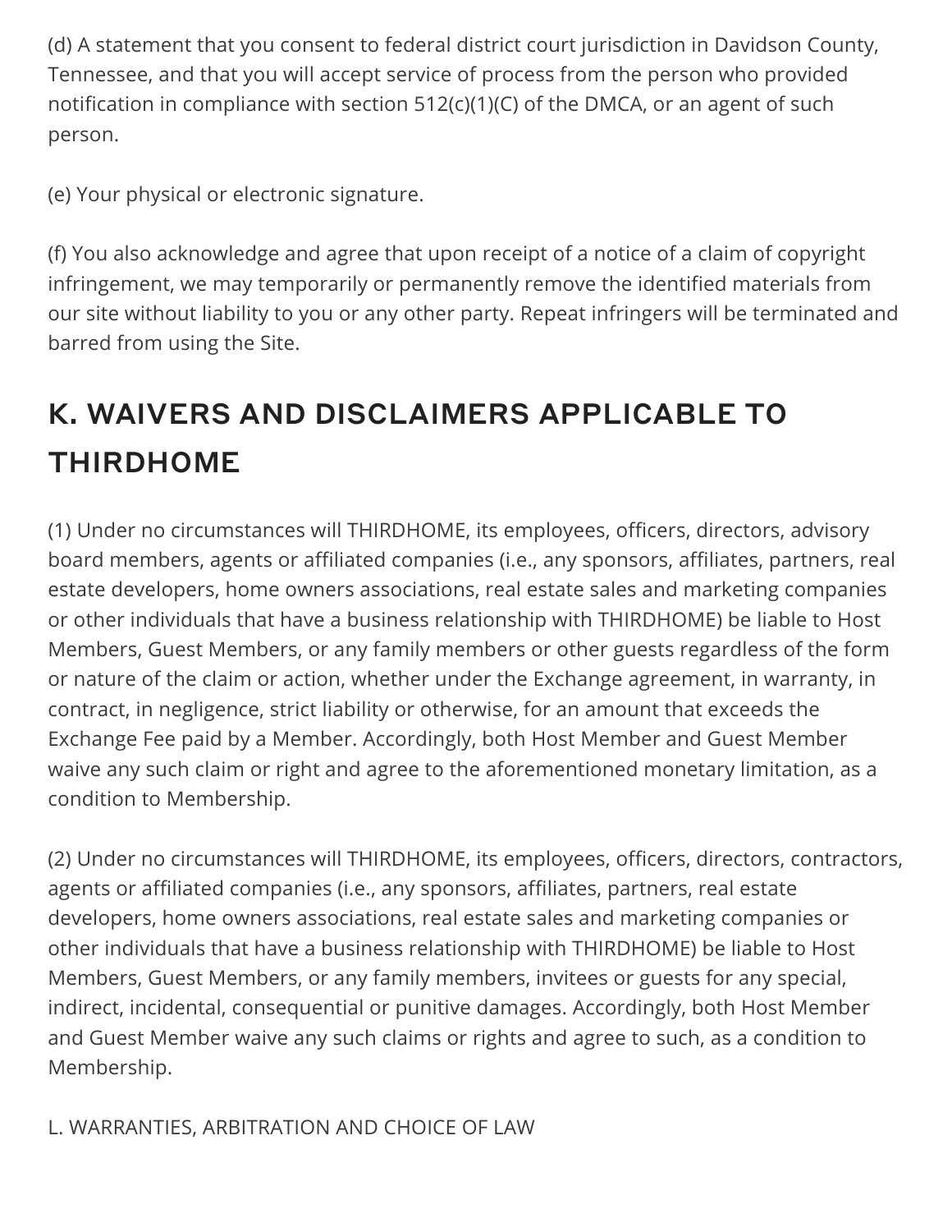(d) A statement that you consent to federal district court jurisdiction in Davidson County, Tennessee, and that you will accept service of process from the person who provided notification in compliance with section 512(c)(1)(C) of the DMCA, or an agent of such person.

(e) Your physical or electronic signature.

(f) You also acknowledge and agree that upon receipt of a notice of a claim of copyright infringement, we may temporarily or permanently remove the identified materials from our site without liability to you or any other party. Repeat infringers will be terminated and barred from using the Site.

## K. WAIVERS AND DISCLAIMERS APPLICABLE TO THIRDHOME

(1) Under no circumstances will THIRDHOME, its employees, officers, directors, advisory board members, agents or affiliated companies (i.e., any sponsors, affiliates, partners, real estate developers, home owners associations, real estate sales and marketing companies or other individuals that have a business relationship with THIRDHOME) be liable to Host Members, Guest Members, or any family members or other guests regardless of the form or nature of the claim or action, whether under the Exchange agreement, in warranty, in contract, in negligence, strict liability or otherwise, for an amount that exceeds the Exchange Fee paid by a Member. Accordingly, both Host Member and Guest Member waive any such claim or right and agree to the aforementioned monetary limitation, as a condition to Membership.

(2) Under no circumstances will THIRDHOME, its employees, officers, directors, contractors, agents or affiliated companies (i.e., any sponsors, affiliates, partners, real estate developers, home owners associations, real estate sales and marketing companies or other individuals that have a business relationship with THIRDHOME) be liable to Host Members, Guest Members, or any family members, invitees or guests for any special, indirect, incidental, consequential or punitive damages. Accordingly, both Host Member and Guest Member waive any such claims or rights and agree to such, as a condition to Membership.

L. WARRANTIES, ARBITRATION AND CHOICE OF LAW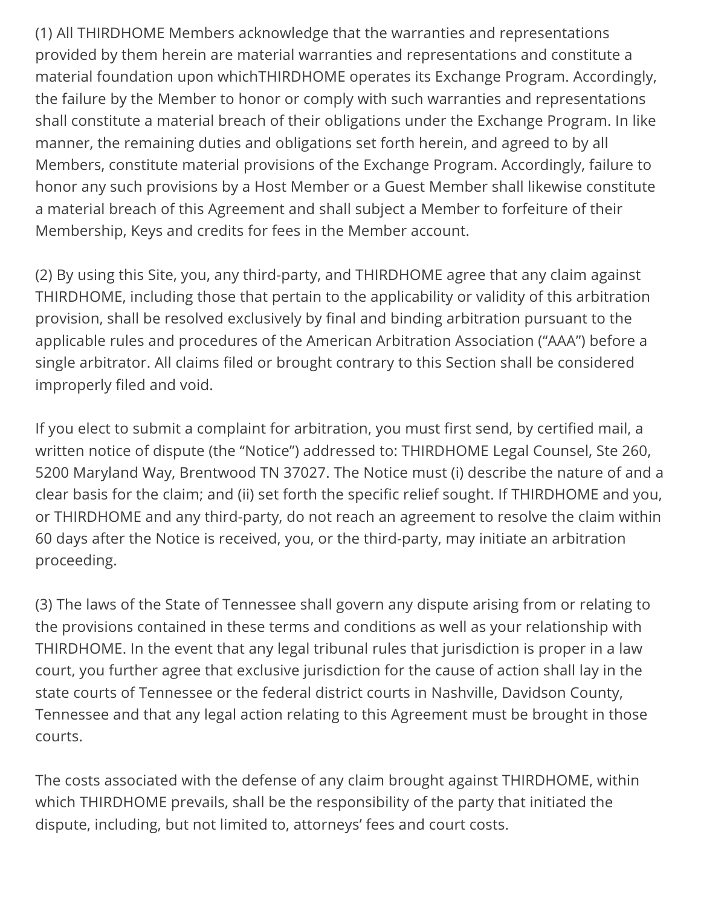(1) All THIRDHOME Members acknowledge that the warranties and representations provided by them herein are material warranties and representations and constitute a material foundation upon whichTHIRDHOME operates its Exchange Program. Accordingly, the failure by the Member to honor or comply with such warranties and representations shall constitute a material breach of their obligations under the Exchange Program. In like manner, the remaining duties and obligations set forth herein, and agreed to by all Members, constitute material provisions of the Exchange Program. Accordingly, failure to honor any such provisions by a Host Member or a Guest Member shall likewise constitute a material breach of this Agreement and shall subject a Member to forfeiture of their Membership, Keys and credits for fees in the Member account.

(2) By using this Site, you, any third-party, and THIRDHOME agree that any claim against THIRDHOME, including those that pertain to the applicability or validity of this arbitration provision, shall be resolved exclusively by final and binding arbitration pursuant to the applicable rules and procedures of the American Arbitration Association ("AAA") before a single arbitrator. All claims filed or brought contrary to this Section shall be considered improperly filed and void.

If you elect to submit a complaint for arbitration, you must first send, by certified mail, a written notice of dispute (the "Notice") addressed to: THIRDHOME Legal Counsel, Ste 260, 5200 Maryland Way, Brentwood TN 37027. The Notice must (i) describe the nature of and a clear basis for the claim; and (ii) set forth the specific relief sought. If THIRDHOME and you, or THIRDHOME and any third-party, do not reach an agreement to resolve the claim within 60 days after the Notice is received, you, or the third-party, may initiate an arbitration proceeding.

(3) The laws of the State of Tennessee shall govern any dispute arising from or relating to the provisions contained in these terms and conditions as well as your relationship with THIRDHOME. In the event that any legal tribunal rules that jurisdiction is proper in a law court, you further agree that exclusive jurisdiction for the cause of action shall lay in the state courts of Tennessee or the federal district courts in Nashville, Davidson County, Tennessee and that any legal action relating to this Agreement must be brought in those courts.

The costs associated with the defense of any claim brought against THIRDHOME, within which THIRDHOME prevails, shall be the responsibility of the party that initiated the dispute, including, but not limited to, attorneys' fees and court costs.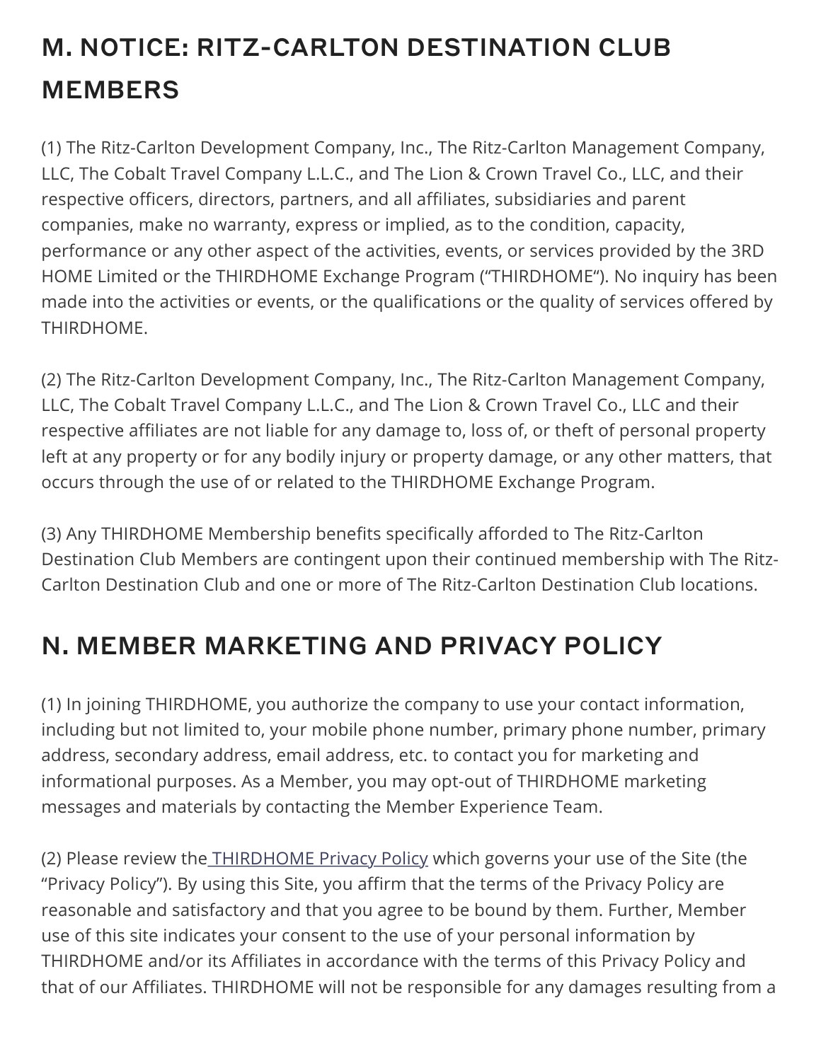## M. NOTICE: RITZ-CARLTON DESTINATION CLUB MEMBERS

(1) The Ritz-Carlton Development Company, Inc., The Ritz-Carlton Management Company, LLC, The Cobalt Travel Company L.L.C., and The Lion & Crown Travel Co., LLC, and their respective officers, directors, partners, and all affiliates, subsidiaries and parent companies, make no warranty, express or implied, as to the condition, capacity, performance or any other aspect of the activities, events, or services provided by the 3RD HOME Limited or the THIRDHOME Exchange Program ("THIRDHOME"). No inquiry has been made into the activities or events, or the qualifications or the quality of services offered by THIRDHOME.

(2) The Ritz-Carlton Development Company, Inc., The Ritz-Carlton Management Company, LLC, The Cobalt Travel Company L.L.C., and The Lion & Crown Travel Co., LLC and their respective affiliates are not liable for any damage to, loss of, or theft of personal property left at any property or for any bodily injury or property damage, or any other matters, that occurs through the use of or related to the THIRDHOME Exchange Program.

(3) Any THIRDHOME Membership benefits specifically afforded to The Ritz-Carlton Destination Club Members are contingent upon their continued membership with The Ritz-Carlton Destination Club and one or more of The Ritz-Carlton Destination Club locations.

## N. MEMBER MARKETING AND PRIVACY POLICY

(1) In joining THIRDHOME, you authorize the company to use your contact information, including but not limited to, your mobile phone number, primary phone number, primary address, secondary address, email address, etc. to contact you for marketing and informational purposes. As a Member, you may opt-out of THIRDHOME marketing messages and materials by contacting the Member Experience Team.

(2) Please review the THIRDHOME Privacy Policy which governs your use of the Site (the "Privacy Policy"). By using this Site, you affirm that the terms of the Privacy Policy are reasonable and satisfactory and that you agree to be bound by them. Further, Member use of this site indicates your consent to the use of your personal information by THIRDHOME and/or its Affiliates in accordance with the terms of this Privacy Policy and that of our Affiliates. THIRDHOME will not be responsible for any damages resulting from a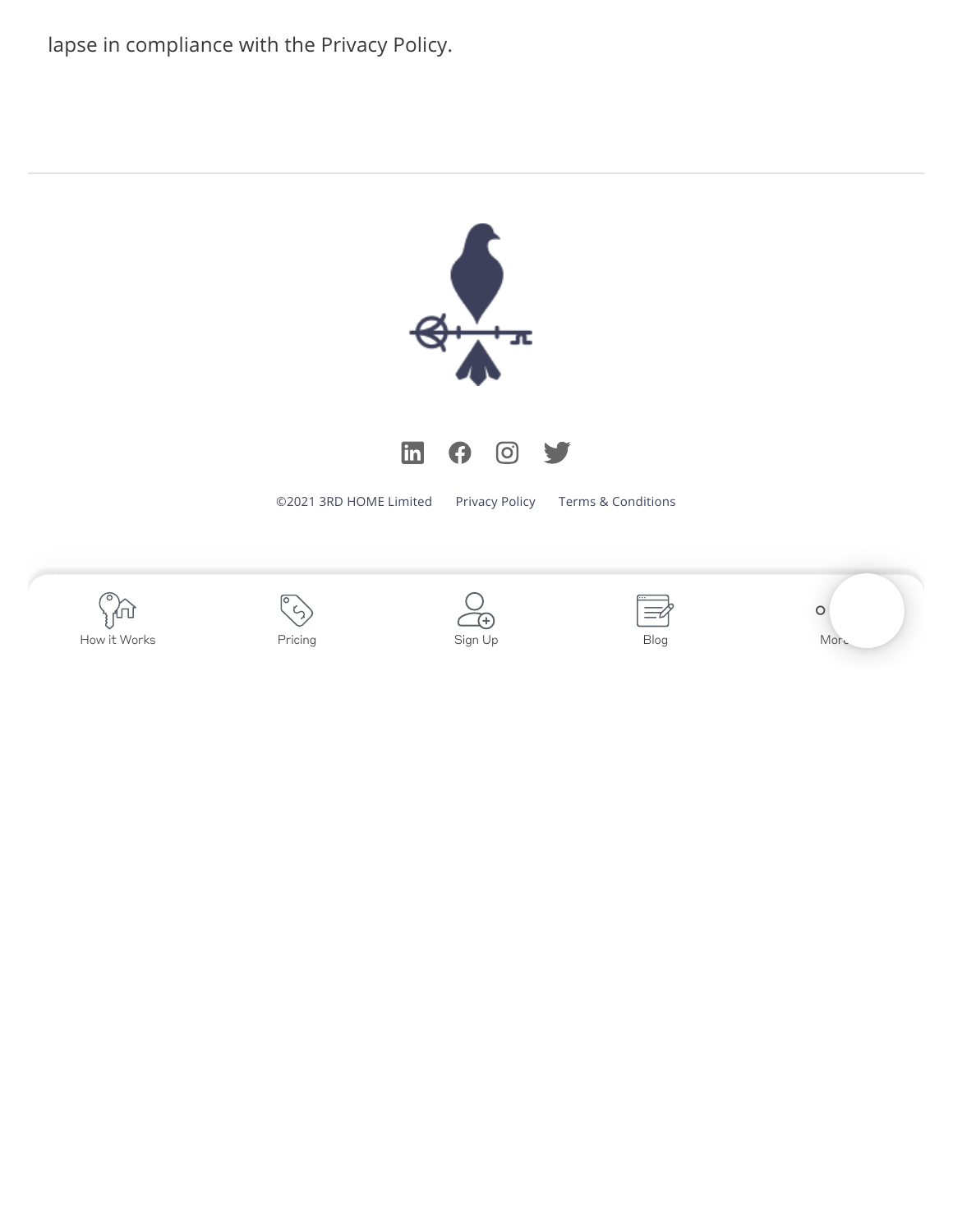lapse in compliance with the Privacy Policy.

©2021 3RD HOME Limited Privacy Policy Terms & Conditions

How it Works Pricing Sign Up Blog More